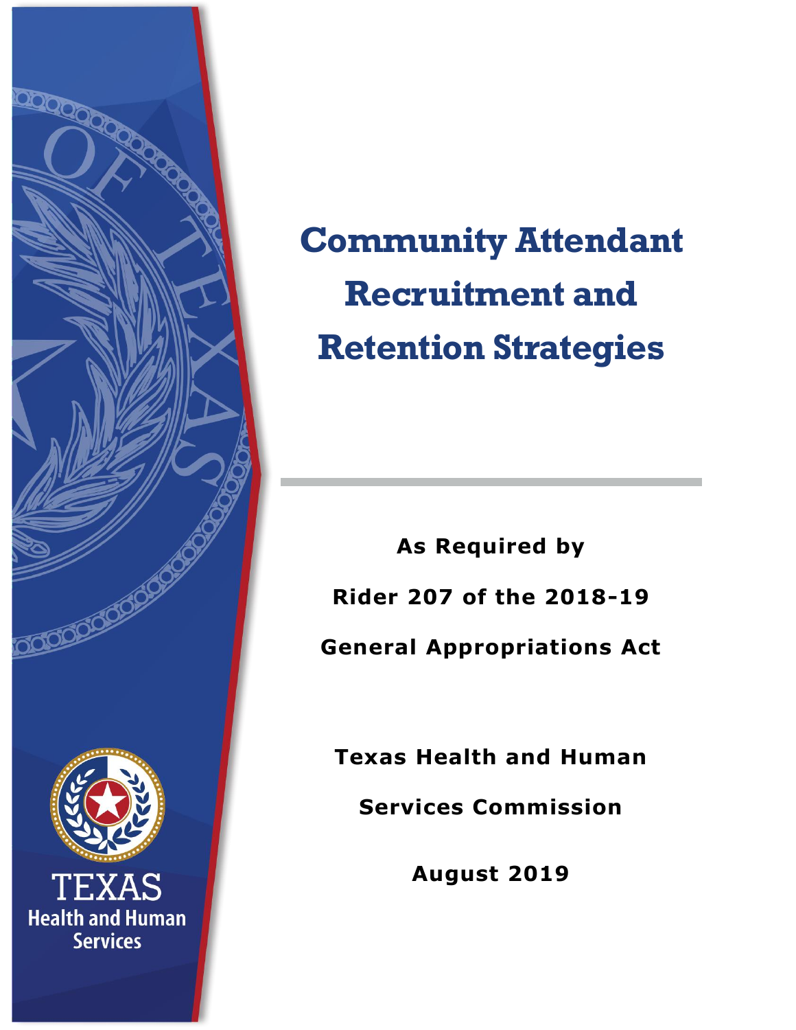# Community Attendant Recruitment and Retention Strategies

**As Required by**

**Rider 207 of the 2018-19**

**General Appropriations Act**

**Texas Health and Human Services Commission**

**August 2019**

TEXAS
Health and Human Services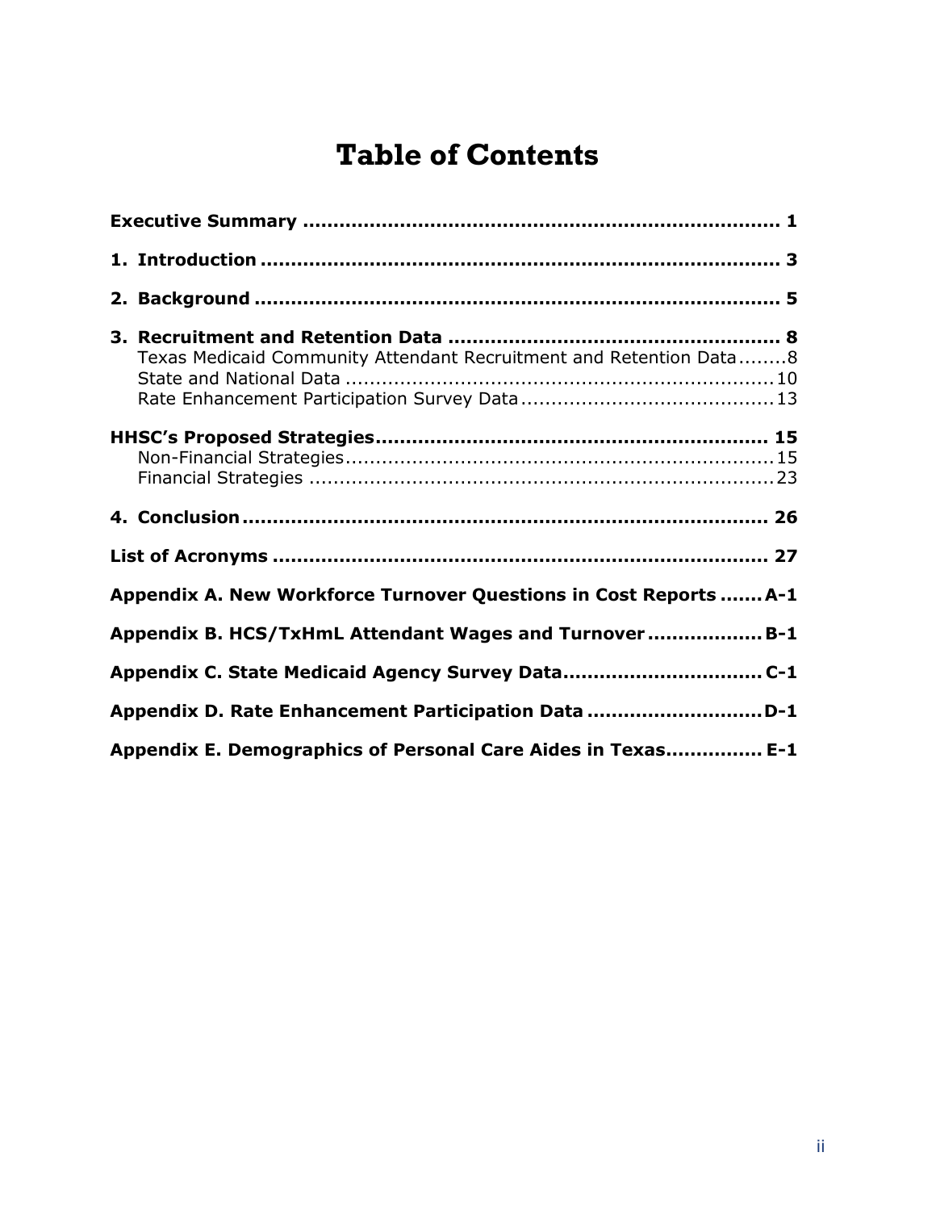# Table of Contents

**Executive Summary** ............................................................................ 1

**1. Introduction** .................................................................................. 3

**2. Background** .................................................................................. 5

**3. Recruitment and Retention Data** ...................................................... 8
Texas Medicaid Community Attendant Recruitment and Retention Data ........8
State and National Data ....................................................................10
Rate Enhancement Participation Survey Data .........................................13

**HHSC's Proposed Strategies** .............................................................. 15
Non-Financial Strategies.....................................................................15
Financial Strategies ...........................................................................23

**4. Conclusion** ................................................................................... 26

**List of Acronyms** ............................................................................. 27

**Appendix A. New Workforce Turnover Questions in Cost Reports** .......A-1

**Appendix B. HCS/TxHmL Attendant Wages and Turnover** ..................B-1

**Appendix C. State Medicaid Agency Survey Data**................................C-1

**Appendix D. Rate Enhancement Participation Data** ............................D-1

**Appendix E. Demographics of Personal Care Aides in Texas**............... E-1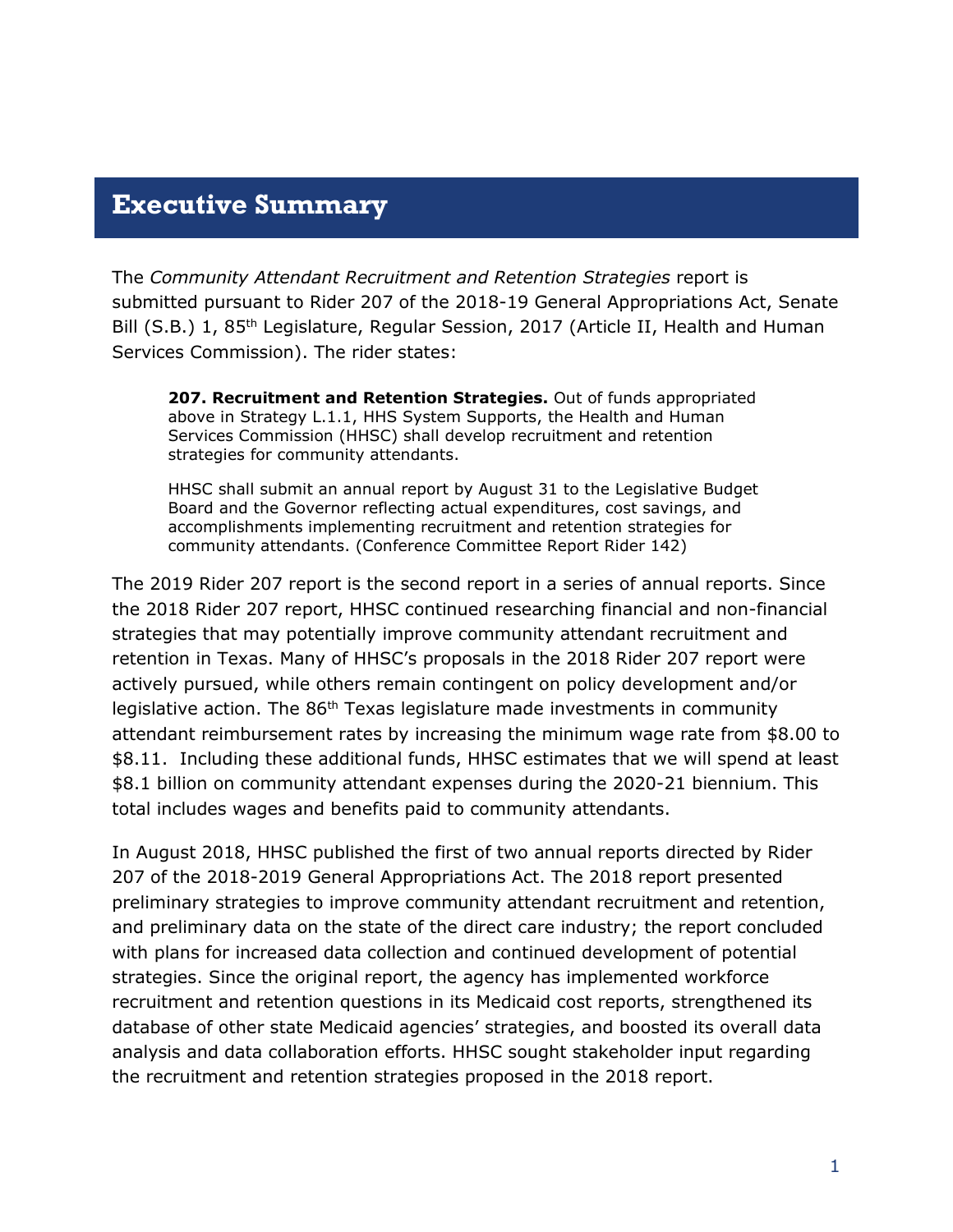# Executive Summary

The *Community Attendant Recruitment and Retention Strategies* report is submitted pursuant to Rider 207 of the 2018-19 General Appropriations Act, Senate Bill (S.B.) 1, 85th Legislature, Regular Session, 2017 (Article II, Health and Human Services Commission). The rider states:

> **207. Recruitment and Retention Strategies.** Out of funds appropriated above in Strategy L.1.1, HHS System Supports, the Health and Human Services Commission (HHSC) shall develop recruitment and retention strategies for community attendants.
>
> HHSC shall submit an annual report by August 31 to the Legislative Budget Board and the Governor reflecting actual expenditures, cost savings, and accomplishments implementing recruitment and retention strategies for community attendants. (Conference Committee Report Rider 142)

The 2019 Rider 207 report is the second report in a series of annual reports. Since the 2018 Rider 207 report, HHSC continued researching financial and non-financial strategies that may potentially improve community attendant recruitment and retention in Texas. Many of HHSC's proposals in the 2018 Rider 207 report were actively pursued, while others remain contingent on policy development and/or legislative action. The 86th Texas legislature made investments in community attendant reimbursement rates by increasing the minimum wage rate from $8.00 to $8.11. Including these additional funds, HHSC estimates that we will spend at least $8.1 billion on community attendant expenses during the 2020-21 biennium. This total includes wages and benefits paid to community attendants.

In August 2018, HHSC published the first of two annual reports directed by Rider 207 of the 2018-2019 General Appropriations Act. The 2018 report presented preliminary strategies to improve community attendant recruitment and retention, and preliminary data on the state of the direct care industry; the report concluded with plans for increased data collection and continued development of potential strategies. Since the original report, the agency has implemented workforce recruitment and retention questions in its Medicaid cost reports, strengthened its database of other state Medicaid agencies' strategies, and boosted its overall data analysis and data collaboration efforts. HHSC sought stakeholder input regarding the recruitment and retention strategies proposed in the 2018 report.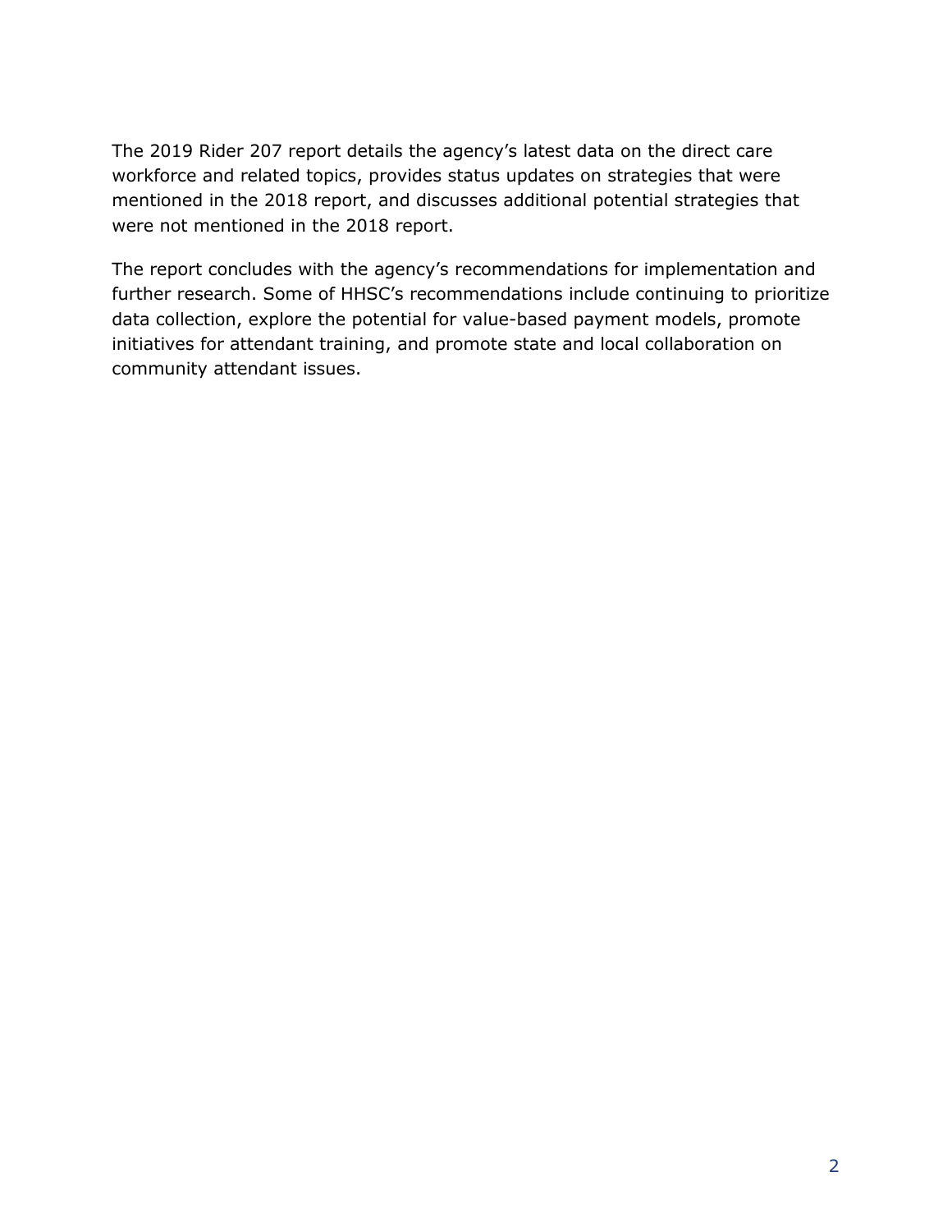The 2019 Rider 207 report details the agency's latest data on the direct care workforce and related topics, provides status updates on strategies that were mentioned in the 2018 report, and discusses additional potential strategies that were not mentioned in the 2018 report.

The report concludes with the agency's recommendations for implementation and further research. Some of HHSC's recommendations include continuing to prioritize data collection, explore the potential for value-based payment models, promote initiatives for attendant training, and promote state and local collaboration on community attendant issues.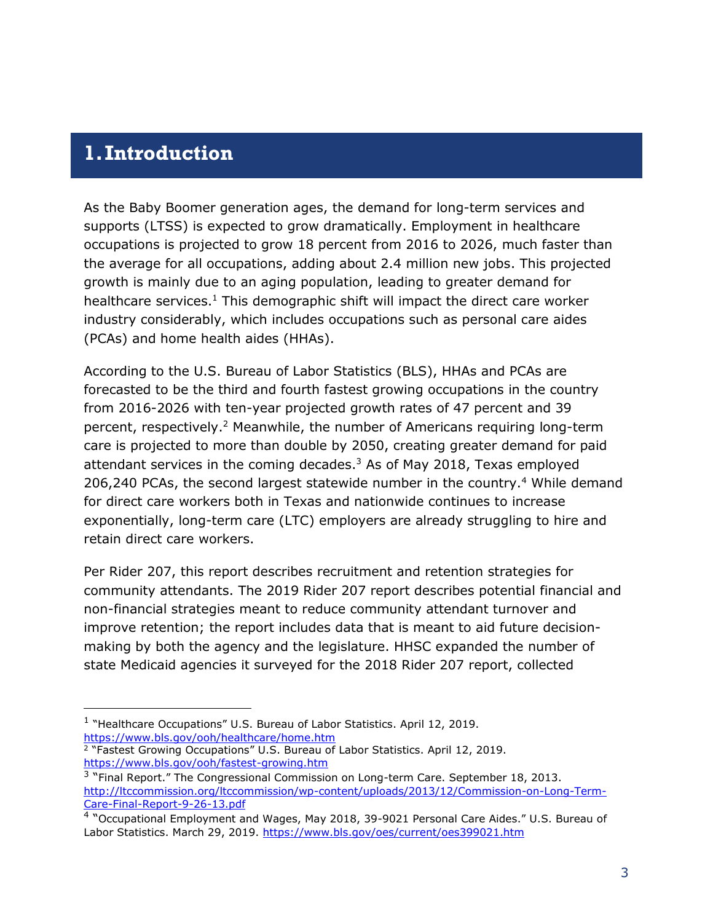# 1. Introduction

As the Baby Boomer generation ages, the demand for long-term services and supports (LTSS) is expected to grow dramatically. Employment in healthcare occupations is projected to grow 18 percent from 2016 to 2026, much faster than the average for all occupations, adding about 2.4 million new jobs. This projected growth is mainly due to an aging population, leading to greater demand for healthcare services.[1] This demographic shift will impact the direct care worker industry considerably, which includes occupations such as personal care aides (PCAs) and home health aides (HHAs).

According to the U.S. Bureau of Labor Statistics (BLS), HHAs and PCAs are forecasted to be the third and fourth fastest growing occupations in the country from 2016-2026 with ten-year projected growth rates of 47 percent and 39 percent, respectively.[2] Meanwhile, the number of Americans requiring long-term care is projected to more than double by 2050, creating greater demand for paid attendant services in the coming decades.[3] As of May 2018, Texas employed 206,240 PCAs, the second largest statewide number in the country.[4] While demand for direct care workers both in Texas and nationwide continues to increase exponentially, long-term care (LTC) employers are already struggling to hire and retain direct care workers.

Per Rider 207, this report describes recruitment and retention strategies for community attendants. The 2019 Rider 207 report describes potential financial and non-financial strategies meant to reduce community attendant turnover and improve retention; the report includes data that is meant to aid future decision-making by both the agency and the legislature. HHSC expanded the number of state Medicaid agencies it surveyed for the 2018 Rider 207 report, collected

---

[1] "Healthcare Occupations" U.S. Bureau of Labor Statistics. April 12, 2019. https://www.bls.gov/ooh/healthcare/home.htm

[2] "Fastest Growing Occupations" U.S. Bureau of Labor Statistics. April 12, 2019. https://www.bls.gov/ooh/fastest-growing.htm

[3] "Final Report." The Congressional Commission on Long-term Care. September 18, 2013. http://ltccommission.org/ltccommission/wp-content/uploads/2013/12/Commission-on-Long-Term-Care-Final-Report-9-26-13.pdf

[4] "Occupational Employment and Wages, May 2018, 39-9021 Personal Care Aides." U.S. Bureau of Labor Statistics. March 29, 2019. https://www.bls.gov/oes/current/oes399021.htm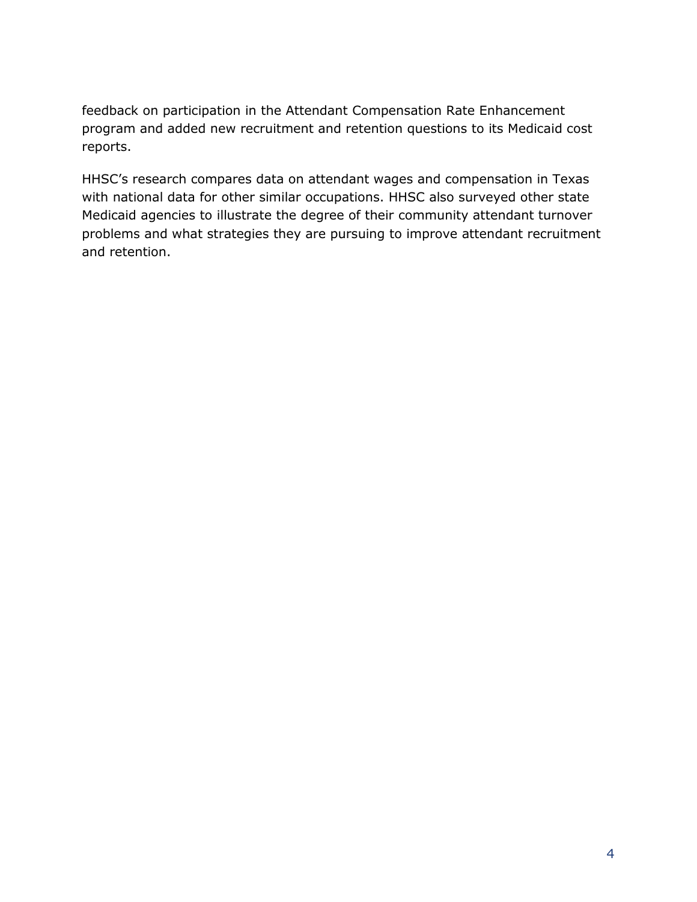feedback on participation in the Attendant Compensation Rate Enhancement program and added new recruitment and retention questions to its Medicaid cost reports.

HHSC's research compares data on attendant wages and compensation in Texas with national data for other similar occupations. HHSC also surveyed other state Medicaid agencies to illustrate the degree of their community attendant turnover problems and what strategies they are pursuing to improve attendant recruitment and retention.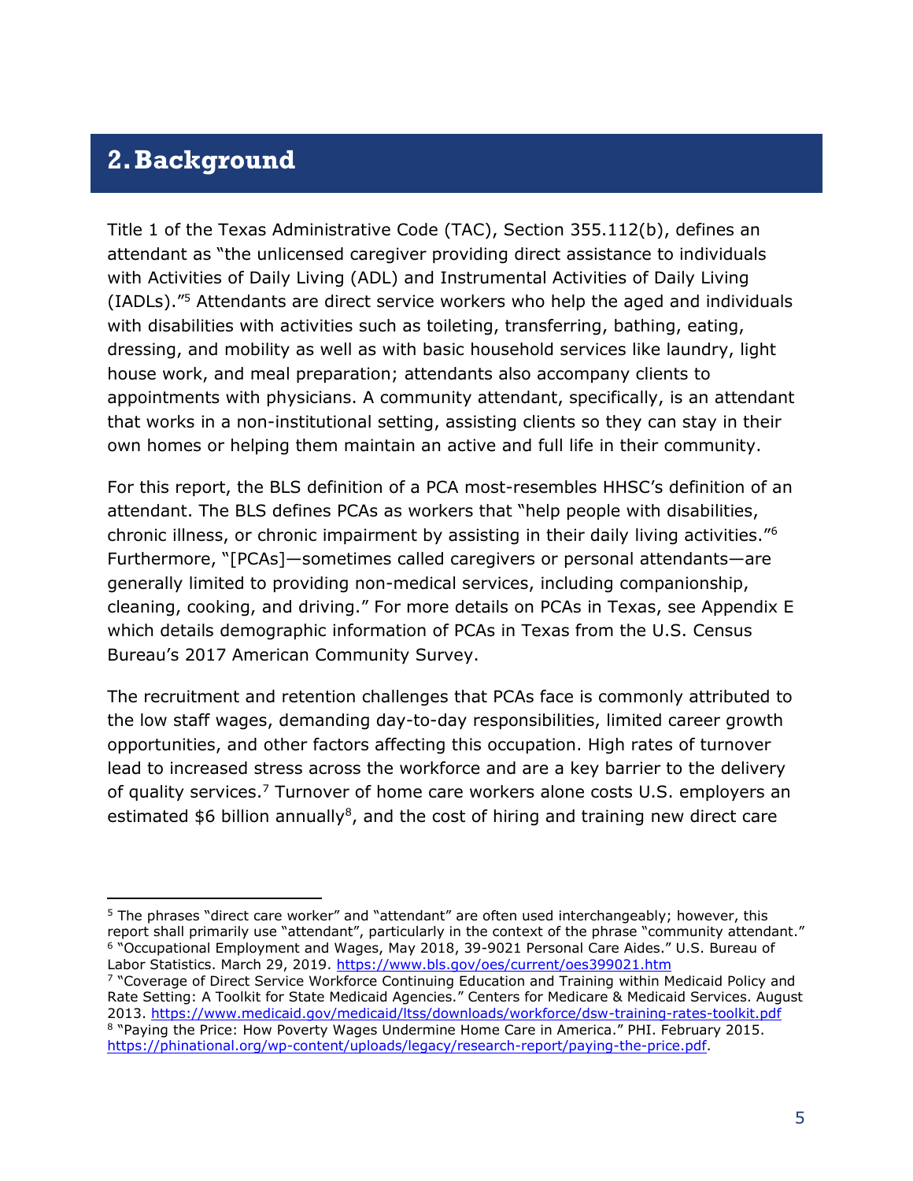## 2. Background

Title 1 of the Texas Administrative Code (TAC), Section 355.112(b), defines an attendant as "the unlicensed caregiver providing direct assistance to individuals with Activities of Daily Living (ADL) and Instrumental Activities of Daily Living (IADLs)."[5] Attendants are direct service workers who help the aged and individuals with disabilities with activities such as toileting, transferring, bathing, eating, dressing, and mobility as well as with basic household services like laundry, light house work, and meal preparation; attendants also accompany clients to appointments with physicians. A community attendant, specifically, is an attendant that works in a non-institutional setting, assisting clients so they can stay in their own homes or helping them maintain an active and full life in their community.

For this report, the BLS definition of a PCA most-resembles HHSC's definition of an attendant. The BLS defines PCAs as workers that "help people with disabilities, chronic illness, or chronic impairment by assisting in their daily living activities."[6] Furthermore, "[PCAs]—sometimes called caregivers or personal attendants—are generally limited to providing non-medical services, including companionship, cleaning, cooking, and driving." For more details on PCAs in Texas, see Appendix E which details demographic information of PCAs in Texas from the U.S. Census Bureau's 2017 American Community Survey.

The recruitment and retention challenges that PCAs face is commonly attributed to the low staff wages, demanding day-to-day responsibilities, limited career growth opportunities, and other factors affecting this occupation. High rates of turnover lead to increased stress across the workforce and are a key barrier to the delivery of quality services.[7] Turnover of home care workers alone costs U.S. employers an estimated $6 billion annually[8], and the cost of hiring and training new direct care

---

[5] The phrases "direct care worker" and "attendant" are often used interchangeably; however, this report shall primarily use "attendant", particularly in the context of the phrase "community attendant."

[6] "Occupational Employment and Wages, May 2018, 39-9021 Personal Care Aides." U.S. Bureau of Labor Statistics. March 29, 2019. https://www.bls.gov/oes/current/oes399021.htm

[7] "Coverage of Direct Service Workforce Continuing Education and Training within Medicaid Policy and Rate Setting: A Toolkit for State Medicaid Agencies." Centers for Medicare & Medicaid Services. August 2013. https://www.medicaid.gov/medicaid/ltss/downloads/workforce/dsw-training-rates-toolkit.pdf

[8] "Paying the Price: How Poverty Wages Undermine Home Care in America." PHI. February 2015. https://phinational.org/wp-content/uploads/legacy/research-report/paying-the-price.pdf.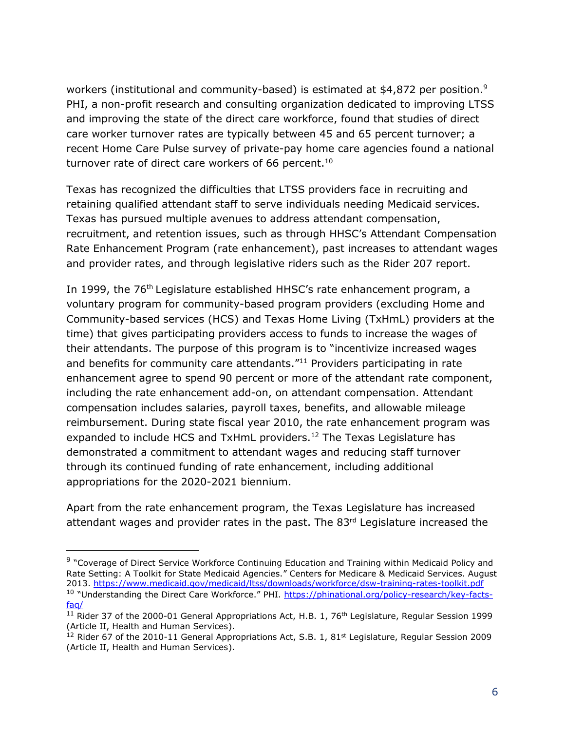workers (institutional and community-based) is estimated at $4,872 per position.[9] PHI, a non-profit research and consulting organization dedicated to improving LTSS and improving the state of the direct care workforce, found that studies of direct care worker turnover rates are typically between 45 and 65 percent turnover; a recent Home Care Pulse survey of private-pay home care agencies found a national turnover rate of direct care workers of 66 percent.[10]

Texas has recognized the difficulties that LTSS providers face in recruiting and retaining qualified attendant staff to serve individuals needing Medicaid services. Texas has pursued multiple avenues to address attendant compensation, recruitment, and retention issues, such as through HHSC's Attendant Compensation Rate Enhancement Program (rate enhancement), past increases to attendant wages and provider rates, and through legislative riders such as the Rider 207 report.

In 1999, the 76th Legislature established HHSC's rate enhancement program, a voluntary program for community-based program providers (excluding Home and Community-based services (HCS) and Texas Home Living (TxHmL) providers at the time) that gives participating providers access to funds to increase the wages of their attendants. The purpose of this program is to "incentivize increased wages and benefits for community care attendants."[11] Providers participating in rate enhancement agree to spend 90 percent or more of the attendant rate component, including the rate enhancement add-on, on attendant compensation. Attendant compensation includes salaries, payroll taxes, benefits, and allowable mileage reimbursement. During state fiscal year 2010, the rate enhancement program was expanded to include HCS and TxHmL providers.[12] The Texas Legislature has demonstrated a commitment to attendant wages and reducing staff turnover through its continued funding of rate enhancement, including additional appropriations for the 2020-2021 biennium.

Apart from the rate enhancement program, the Texas Legislature has increased attendant wages and provider rates in the past. The 83rd Legislature increased the

---

[9] "Coverage of Direct Service Workforce Continuing Education and Training within Medicaid Policy and Rate Setting: A Toolkit for State Medicaid Agencies." Centers for Medicare & Medicaid Services. August 2013. https://www.medicaid.gov/medicaid/ltss/downloads/workforce/dsw-training-rates-toolkit.pdf

[10] "Understanding the Direct Care Workforce." PHI. https://phinational.org/policy-research/key-facts-faq/

[11] Rider 37 of the 2000-01 General Appropriations Act, H.B. 1, 76th Legislature, Regular Session 1999 (Article II, Health and Human Services).

[12] Rider 67 of the 2010-11 General Appropriations Act, S.B. 1, 81st Legislature, Regular Session 2009 (Article II, Health and Human Services).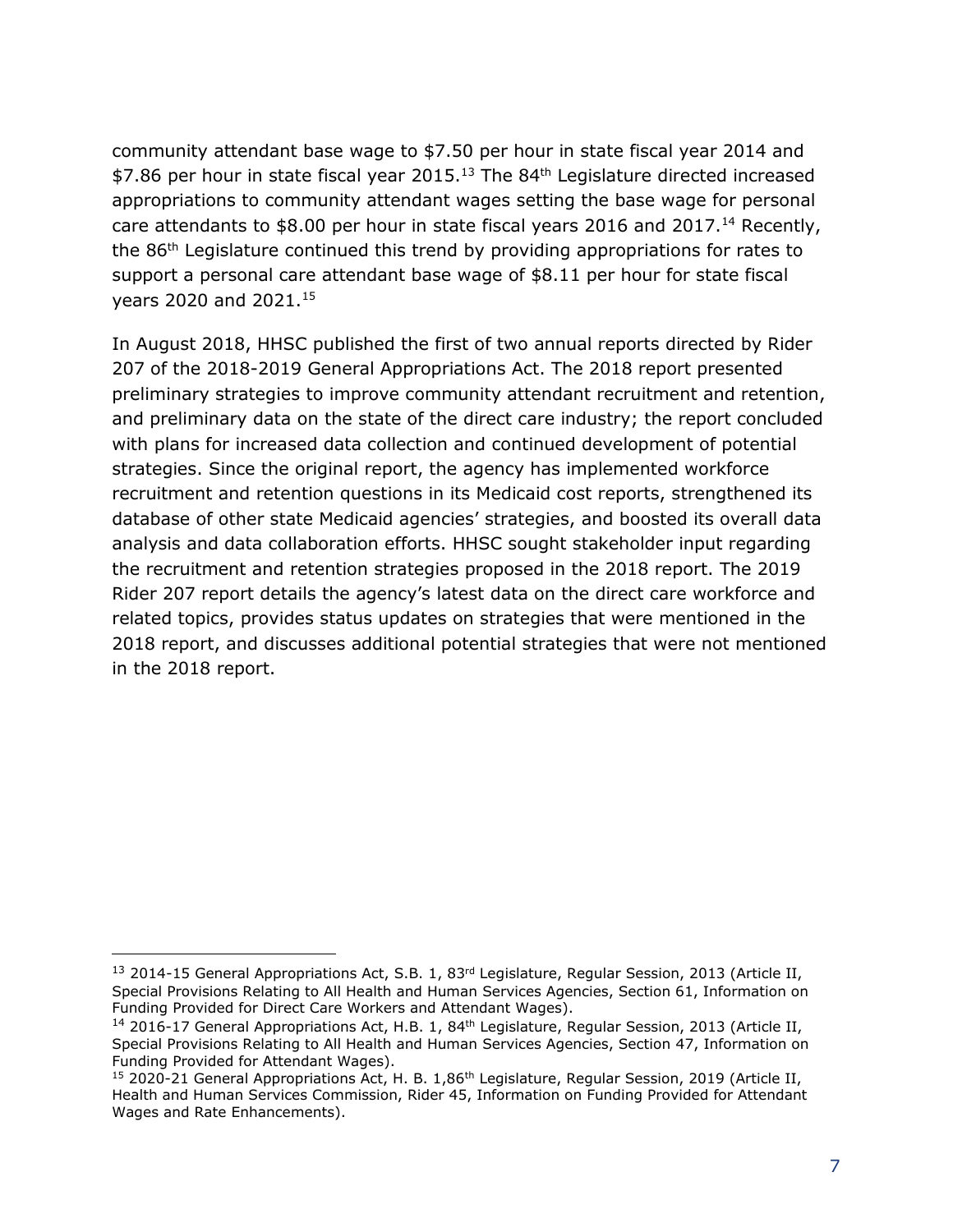community attendant base wage to $7.50 per hour in state fiscal year 2014 and $7.86 per hour in state fiscal year 2015.[13] The 84th Legislature directed increased appropriations to community attendant wages setting the base wage for personal care attendants to $8.00 per hour in state fiscal years 2016 and 2017.[14] Recently, the 86th Legislature continued this trend by providing appropriations for rates to support a personal care attendant base wage of $8.11 per hour for state fiscal years 2020 and 2021.[15]

In August 2018, HHSC published the first of two annual reports directed by Rider 207 of the 2018-2019 General Appropriations Act. The 2018 report presented preliminary strategies to improve community attendant recruitment and retention, and preliminary data on the state of the direct care industry; the report concluded with plans for increased data collection and continued development of potential strategies. Since the original report, the agency has implemented workforce recruitment and retention questions in its Medicaid cost reports, strengthened its database of other state Medicaid agencies' strategies, and boosted its overall data analysis and data collaboration efforts. HHSC sought stakeholder input regarding the recruitment and retention strategies proposed in the 2018 report. The 2019 Rider 207 report details the agency's latest data on the direct care workforce and related topics, provides status updates on strategies that were mentioned in the 2018 report, and discusses additional potential strategies that were not mentioned in the 2018 report.

---

[13] 2014-15 General Appropriations Act, S.B. 1, 83rd Legislature, Regular Session, 2013 (Article II, Special Provisions Relating to All Health and Human Services Agencies, Section 61, Information on Funding Provided for Direct Care Workers and Attendant Wages).

[14] 2016-17 General Appropriations Act, H.B. 1, 84th Legislature, Regular Session, 2013 (Article II, Special Provisions Relating to All Health and Human Services Agencies, Section 47, Information on Funding Provided for Attendant Wages).

[15] 2020-21 General Appropriations Act, H. B. 1,86th Legislature, Regular Session, 2019 (Article II, Health and Human Services Commission, Rider 45, Information on Funding Provided for Attendant Wages and Rate Enhancements).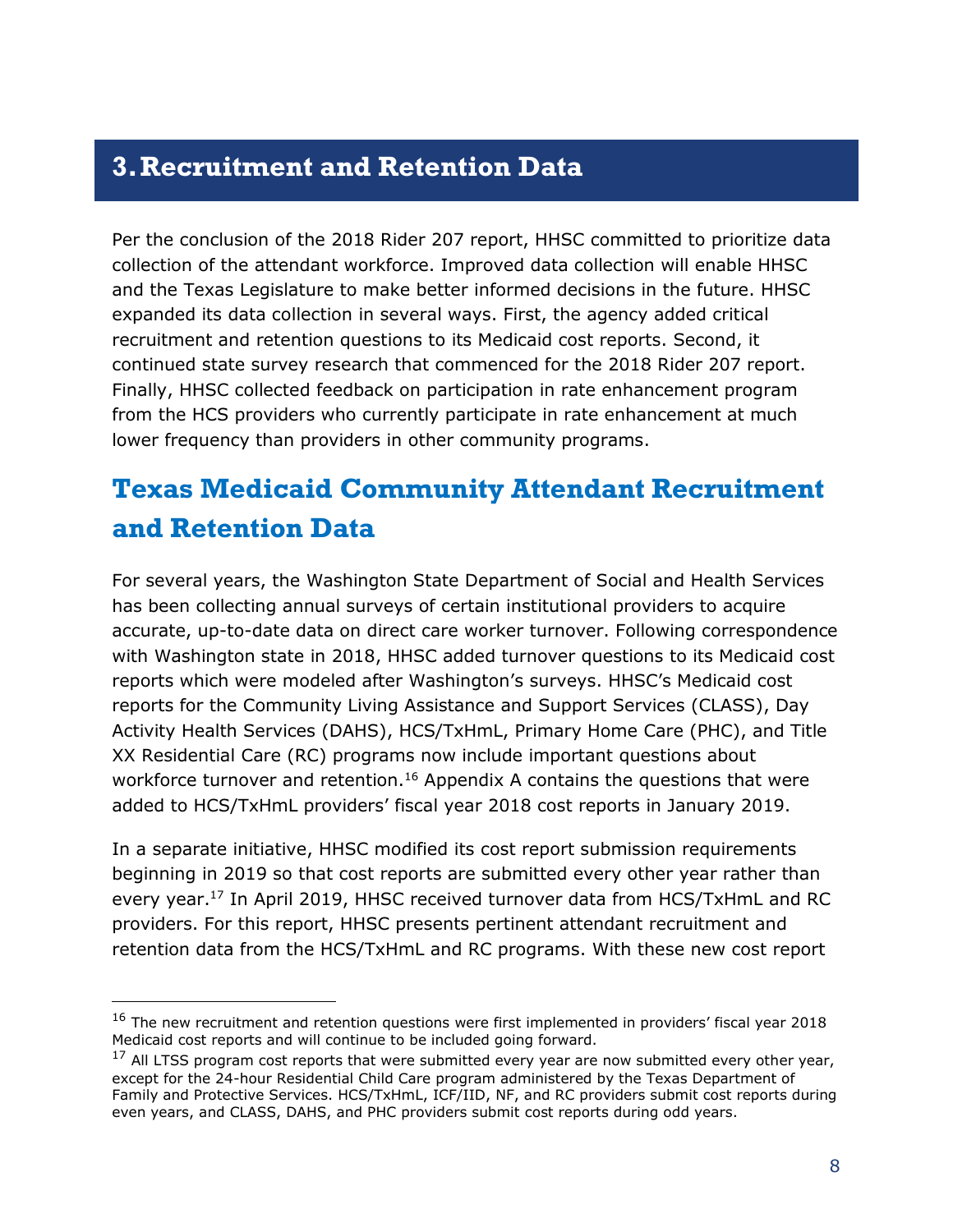# 3. Recruitment and Retention Data

Per the conclusion of the 2018 Rider 207 report, HHSC committed to prioritize data collection of the attendant workforce. Improved data collection will enable HHSC and the Texas Legislature to make better informed decisions in the future. HHSC expanded its data collection in several ways. First, the agency added critical recruitment and retention questions to its Medicaid cost reports. Second, it continued state survey research that commenced for the 2018 Rider 207 report. Finally, HHSC collected feedback on participation in rate enhancement program from the HCS providers who currently participate in rate enhancement at much lower frequency than providers in other community programs.

## Texas Medicaid Community Attendant Recruitment and Retention Data

For several years, the Washington State Department of Social and Health Services has been collecting annual surveys of certain institutional providers to acquire accurate, up-to-date data on direct care worker turnover. Following correspondence with Washington state in 2018, HHSC added turnover questions to its Medicaid cost reports which were modeled after Washington's surveys. HHSC's Medicaid cost reports for the Community Living Assistance and Support Services (CLASS), Day Activity Health Services (DAHS), HCS/TxHmL, Primary Home Care (PHC), and Title XX Residential Care (RC) programs now include important questions about workforce turnover and retention.[16] Appendix A contains the questions that were added to HCS/TxHmL providers' fiscal year 2018 cost reports in January 2019.

In a separate initiative, HHSC modified its cost report submission requirements beginning in 2019 so that cost reports are submitted every other year rather than every year.[17] In April 2019, HHSC received turnover data from HCS/TxHmL and RC providers. For this report, HHSC presents pertinent attendant recruitment and retention data from the HCS/TxHmL and RC programs. With these new cost report

---

[16] The new recruitment and retention questions were first implemented in providers' fiscal year 2018 Medicaid cost reports and will continue to be included going forward.

[17] All LTSS program cost reports that were submitted every year are now submitted every other year, except for the 24-hour Residential Child Care program administered by the Texas Department of Family and Protective Services. HCS/TxHmL, ICF/IID, NF, and RC providers submit cost reports during even years, and CLASS, DAHS, and PHC providers submit cost reports during odd years.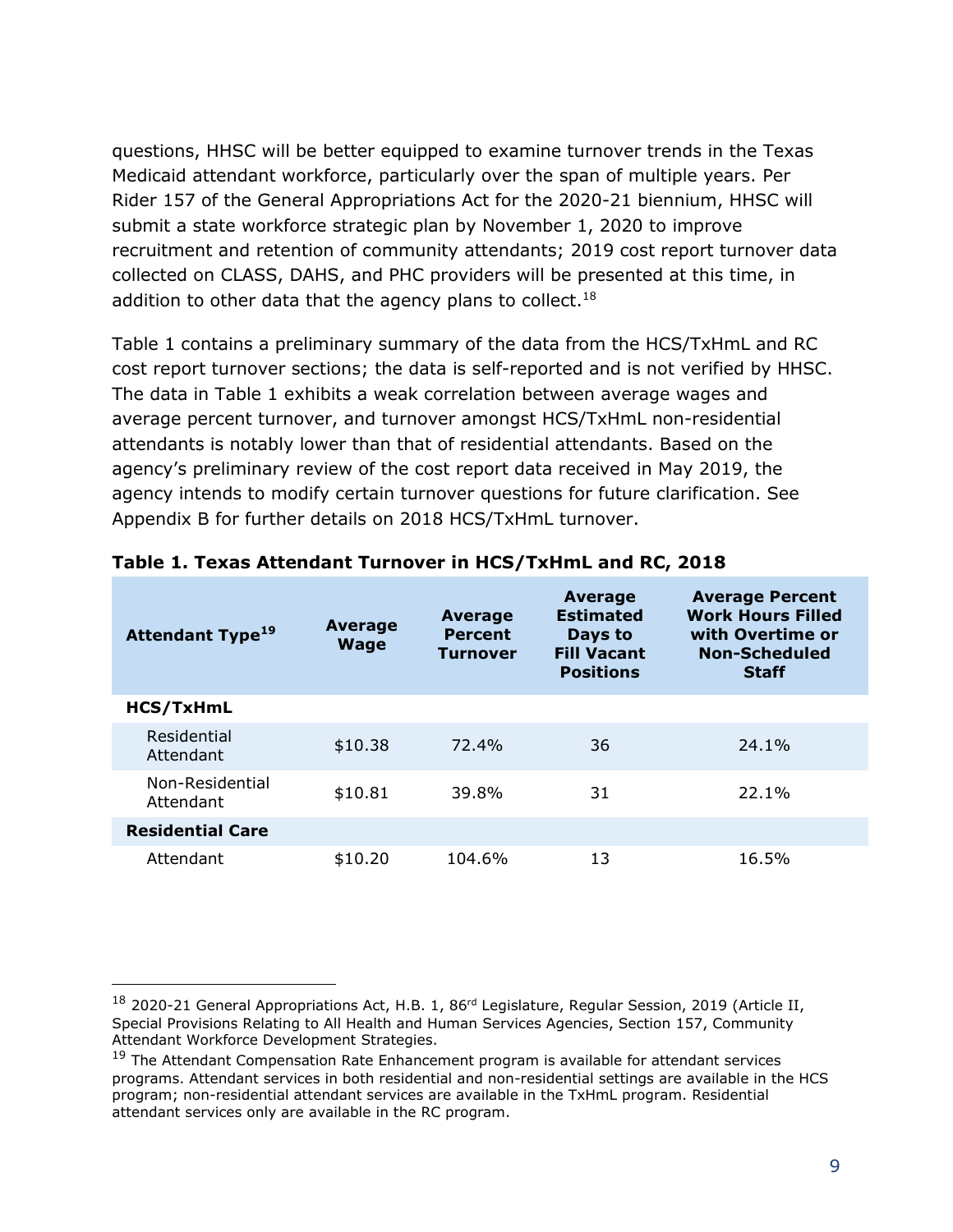questions, HHSC will be better equipped to examine turnover trends in the Texas Medicaid attendant workforce, particularly over the span of multiple years. Per Rider 157 of the General Appropriations Act for the 2020-21 biennium, HHSC will submit a state workforce strategic plan by November 1, 2020 to improve recruitment and retention of community attendants; 2019 cost report turnover data collected on CLASS, DAHS, and PHC providers will be presented at this time, in addition to other data that the agency plans to collect.[18]

Table 1 contains a preliminary summary of the data from the HCS/TxHmL and RC cost report turnover sections; the data is self-reported and is not verified by HHSC. The data in Table 1 exhibits a weak correlation between average wages and average percent turnover, and turnover amongst HCS/TxHmL non-residential attendants is notably lower than that of residential attendants. Based on the agency's preliminary review of the cost report data received in May 2019, the agency intends to modify certain turnover questions for future clarification. See Appendix B for further details on 2018 HCS/TxHmL turnover.

**Table 1. Texas Attendant Turnover in HCS/TxHmL and RC, 2018**

| Attendant Type[19] | Average Wage | Average Percent Turnover | Average Estimated Days to Fill Vacant Positions | Average Percent Work Hours Filled with Overtime or Non-Scheduled Staff |
|---|---|---|---|---|
| **HCS/TxHmL** | | | | |
| Residential Attendant | $10.38 | 72.4% | 36 | 24.1% |
| Non-Residential Attendant | $10.81 | 39.8% | 31 | 22.1% |
| **Residential Care** | | | | |
| Attendant | $10.20 | 104.6% | 13 | 16.5% |

---

[18] 2020-21 General Appropriations Act, H.B. 1, 86rd Legislature, Regular Session, 2019 (Article II, Special Provisions Relating to All Health and Human Services Agencies, Section 157, Community Attendant Workforce Development Strategies.

[19] The Attendant Compensation Rate Enhancement program is available for attendant services programs. Attendant services in both residential and non-residential settings are available in the HCS program; non-residential attendant services are available in the TxHmL program. Residential attendant services only are available in the RC program.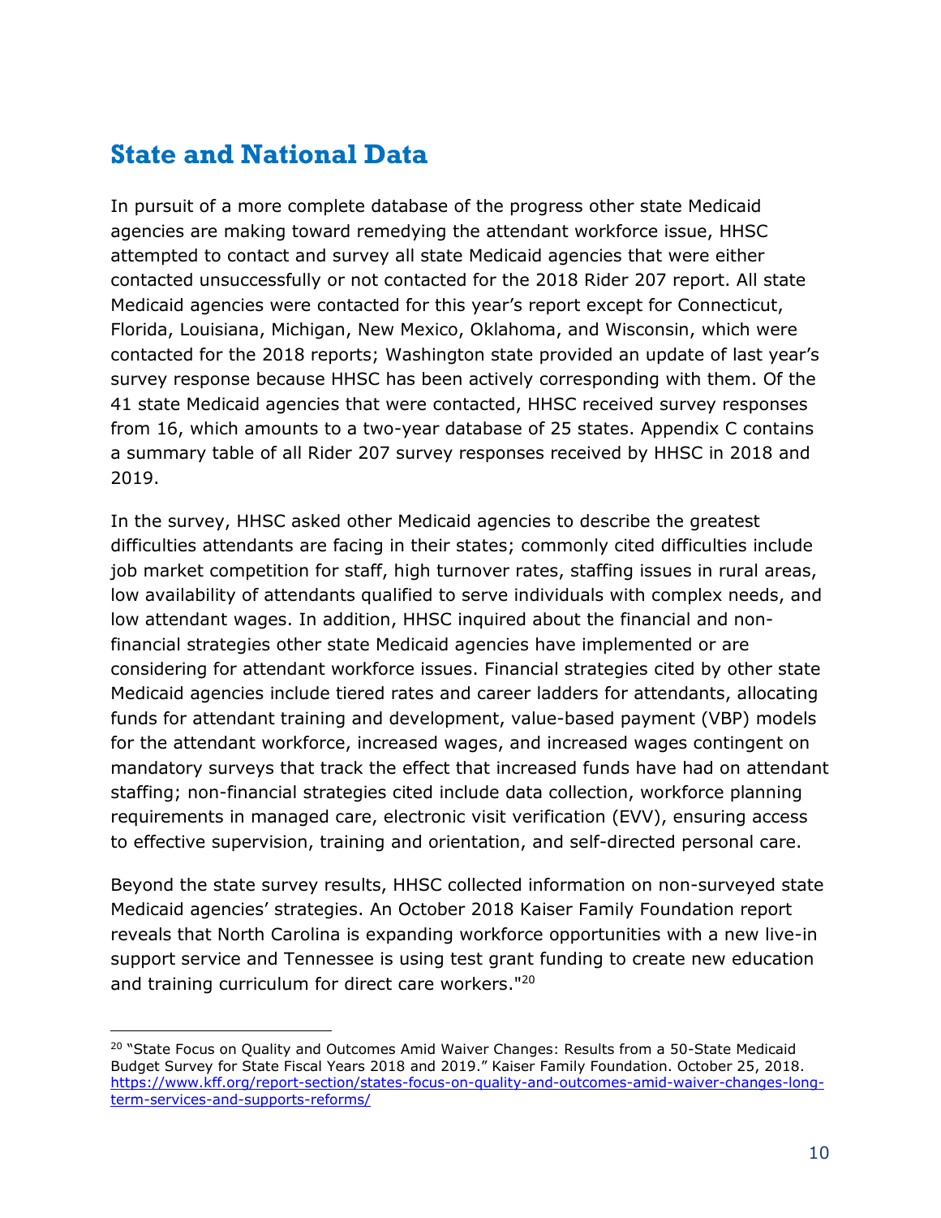## State and National Data

In pursuit of a more complete database of the progress other state Medicaid agencies are making toward remedying the attendant workforce issue, HHSC attempted to contact and survey all state Medicaid agencies that were either contacted unsuccessfully or not contacted for the 2018 Rider 207 report. All state Medicaid agencies were contacted for this year's report except for Connecticut, Florida, Louisiana, Michigan, New Mexico, Oklahoma, and Wisconsin, which were contacted for the 2018 reports; Washington state provided an update of last year's survey response because HHSC has been actively corresponding with them. Of the 41 state Medicaid agencies that were contacted, HHSC received survey responses from 16, which amounts to a two-year database of 25 states. Appendix C contains a summary table of all Rider 207 survey responses received by HHSC in 2018 and 2019.

In the survey, HHSC asked other Medicaid agencies to describe the greatest difficulties attendants are facing in their states; commonly cited difficulties include job market competition for staff, high turnover rates, staffing issues in rural areas, low availability of attendants qualified to serve individuals with complex needs, and low attendant wages. In addition, HHSC inquired about the financial and non-financial strategies other state Medicaid agencies have implemented or are considering for attendant workforce issues. Financial strategies cited by other state Medicaid agencies include tiered rates and career ladders for attendants, allocating funds for attendant training and development, value-based payment (VBP) models for the attendant workforce, increased wages, and increased wages contingent on mandatory surveys that track the effect that increased funds have had on attendant staffing; non-financial strategies cited include data collection, workforce planning requirements in managed care, electronic visit verification (EVV), ensuring access to effective supervision, training and orientation, and self-directed personal care.

Beyond the state survey results, HHSC collected information on non-surveyed state Medicaid agencies' strategies. An October 2018 Kaiser Family Foundation report reveals that North Carolina is expanding workforce opportunities with a new live-in support service and Tennessee is using test grant funding to create new education and training curriculum for direct care workers."[20]

---

[20] "State Focus on Quality and Outcomes Amid Waiver Changes: Results from a 50-State Medicaid Budget Survey for State Fiscal Years 2018 and 2019." Kaiser Family Foundation. October 25, 2018. https://www.kff.org/report-section/states-focus-on-quality-and-outcomes-amid-waiver-changes-long-term-services-and-supports-reforms/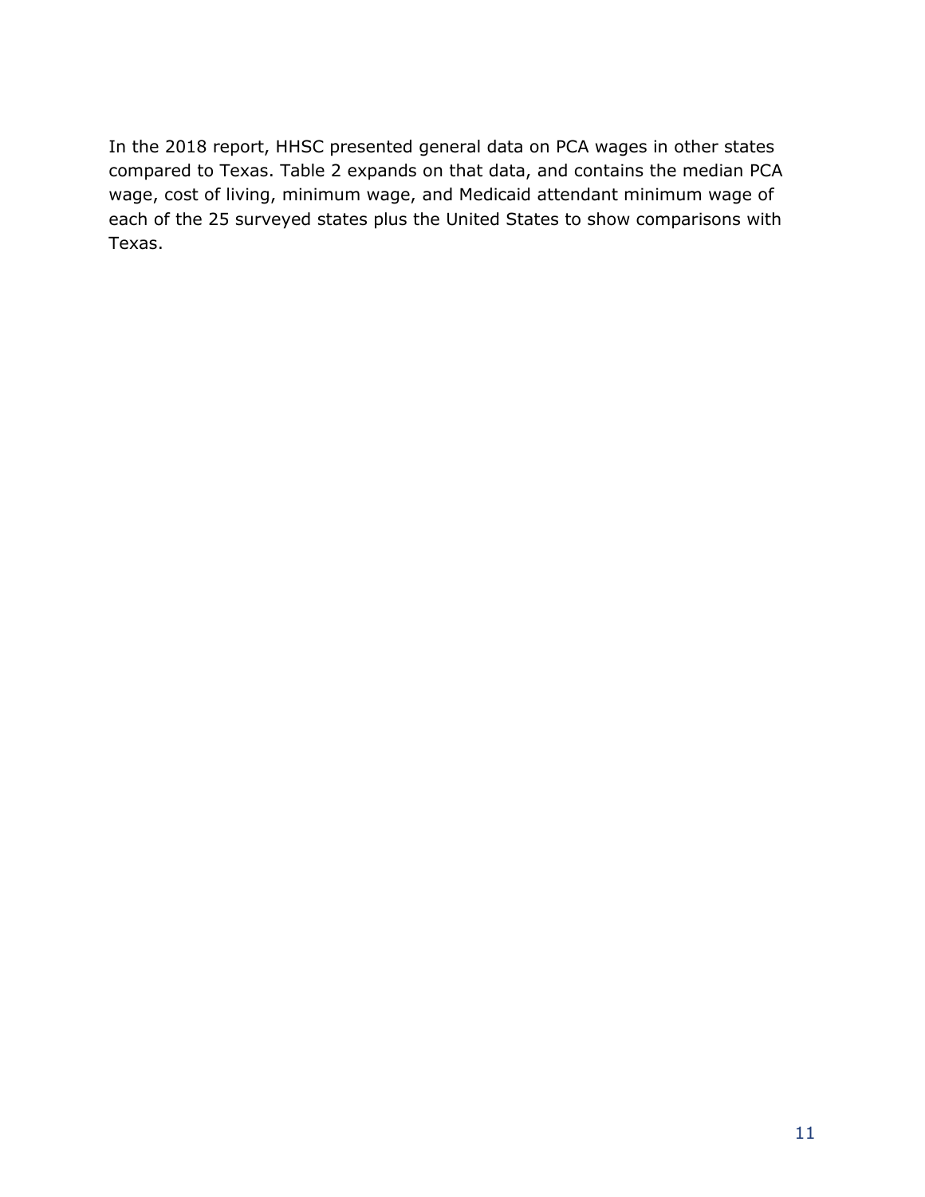In the 2018 report, HHSC presented general data on PCA wages in other states compared to Texas. Table 2 expands on that data, and contains the median PCA wage, cost of living, minimum wage, and Medicaid attendant minimum wage of each of the 25 surveyed states plus the United States to show comparisons with Texas.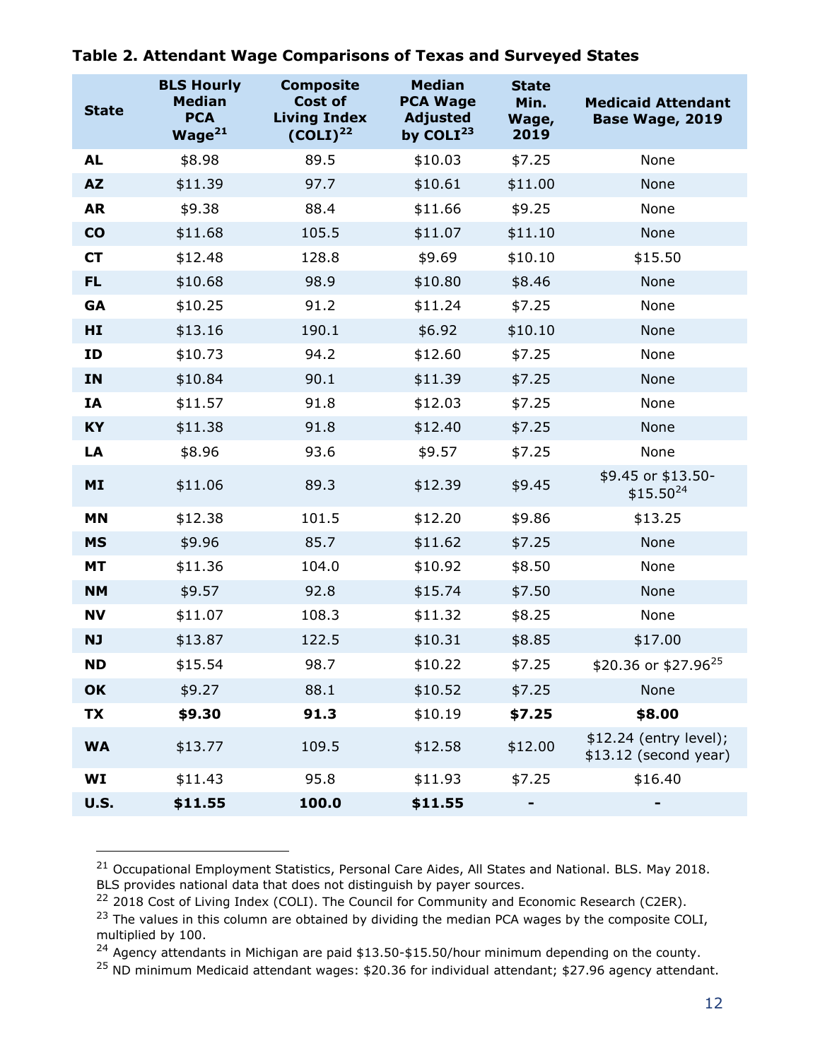**Table 2. Attendant Wage Comparisons of Texas and Surveyed States**

| State | BLS Hourly Median PCA Wage[21] | Composite Cost of Living Index (COLI)[22] | Median PCA Wage Adjusted by COLI[23] | State Min. Wage, 2019 | Medicaid Attendant Base Wage, 2019 |
|---|---|---|---|---|---|
| **AL** | $8.98 | 89.5 | $10.03 | $7.25 | None |
| **AZ** | $11.39 | 97.7 | $10.61 | $11.00 | None |
| **AR** | $9.38 | 88.4 | $11.66 | $9.25 | None |
| **CO** | $11.68 | 105.5 | $11.07 | $11.10 | None |
| **CT** | $12.48 | 128.8 | $9.69 | $10.10 | $15.50 |
| **FL** | $10.68 | 98.9 | $10.80 | $8.46 | None |
| **GA** | $10.25 | 91.2 | $11.24 | $7.25 | None |
| **HI** | $13.16 | 190.1 | $6.92 | $10.10 | None |
| **ID** | $10.73 | 94.2 | $12.60 | $7.25 | None |
| **IN** | $10.84 | 90.1 | $11.39 | $7.25 | None |
| **IA** | $11.57 | 91.8 | $12.03 | $7.25 | None |
| **KY** | $11.38 | 91.8 | $12.40 | $7.25 | None |
| **LA** | $8.96 | 93.6 | $9.57 | $7.25 | None |
| **MI** | $11.06 | 89.3 | $12.39 | $9.45 | $9.45 or $13.50-$15.50[24] |
| **MN** | $12.38 | 101.5 | $12.20 | $9.86 | $13.25 |
| **MS** | $9.96 | 85.7 | $11.62 | $7.25 | None |
| **MT** | $11.36 | 104.0 | $10.92 | $8.50 | None |
| **NM** | $9.57 | 92.8 | $15.74 | $7.50 | None |
| **NV** | $11.07 | 108.3 | $11.32 | $8.25 | None |
| **NJ** | $13.87 | 122.5 | $10.31 | $8.85 | $17.00 |
| **ND** | $15.54 | 98.7 | $10.22 | $7.25 | $20.36 or $27.96[25] |
| **OK** | $9.27 | 88.1 | $10.52 | $7.25 | None |
| **TX** | **$9.30** | **91.3** | $10.19 | **$7.25** | **$8.00** |
| **WA** | $13.77 | 109.5 | $12.58 | $12.00 | $12.24 (entry level); $13.12 (second year) |
| **WI** | $11.43 | 95.8 | $11.93 | $7.25 | $16.40 |
| **U.S.** | **$11.55** | **100.0** | **$11.55** | **-** | **-** |

[21] Occupational Employment Statistics, Personal Care Aides, All States and National. BLS. May 2018. BLS provides national data that does not distinguish by payer sources.

[22] 2018 Cost of Living Index (COLI). The Council for Community and Economic Research (C2ER).

[23] The values in this column are obtained by dividing the median PCA wages by the composite COLI, multiplied by 100.

[24] Agency attendants in Michigan are paid $13.50-$15.50/hour minimum depending on the county.

[25] ND minimum Medicaid attendant wages: $20.36 for individual attendant; $27.96 agency attendant.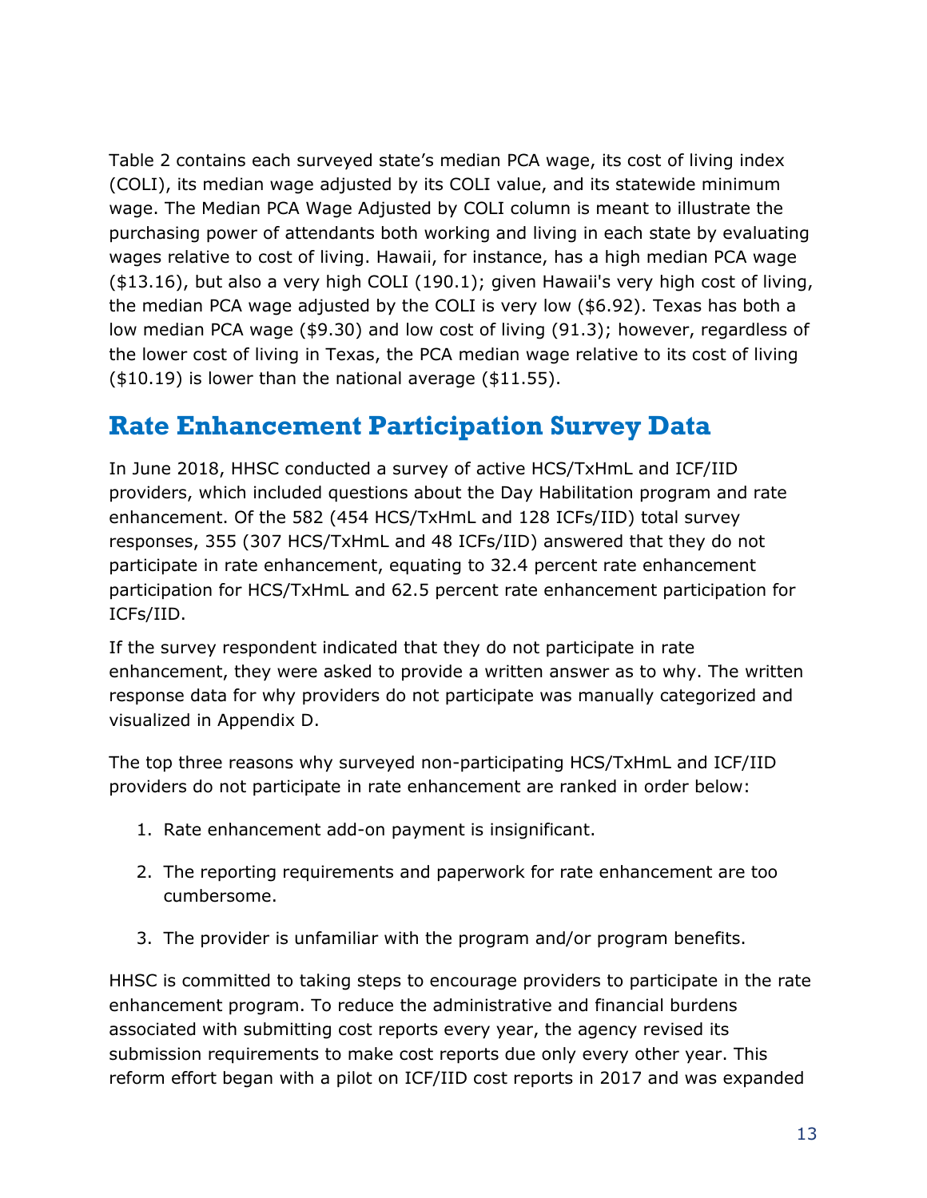Table 2 contains each surveyed state's median PCA wage, its cost of living index (COLI), its median wage adjusted by its COLI value, and its statewide minimum wage. The Median PCA Wage Adjusted by COLI column is meant to illustrate the purchasing power of attendants both working and living in each state by evaluating wages relative to cost of living. Hawaii, for instance, has a high median PCA wage ($13.16), but also a very high COLI (190.1); given Hawaii's very high cost of living, the median PCA wage adjusted by the COLI is very low ($6.92). Texas has both a low median PCA wage ($9.30) and low cost of living (91.3); however, regardless of the lower cost of living in Texas, the PCA median wage relative to its cost of living ($10.19) is lower than the national average ($11.55).

## Rate Enhancement Participation Survey Data

In June 2018, HHSC conducted a survey of active HCS/TxHmL and ICF/IID providers, which included questions about the Day Habilitation program and rate enhancement. Of the 582 (454 HCS/TxHmL and 128 ICFs/IID) total survey responses, 355 (307 HCS/TxHmL and 48 ICFs/IID) answered that they do not participate in rate enhancement, equating to 32.4 percent rate enhancement participation for HCS/TxHmL and 62.5 percent rate enhancement participation for ICFs/IID.

If the survey respondent indicated that they do not participate in rate enhancement, they were asked to provide a written answer as to why. The written response data for why providers do not participate was manually categorized and visualized in Appendix D.

The top three reasons why surveyed non-participating HCS/TxHmL and ICF/IID providers do not participate in rate enhancement are ranked in order below:

1. Rate enhancement add-on payment is insignificant.
2. The reporting requirements and paperwork for rate enhancement are too cumbersome.
3. The provider is unfamiliar with the program and/or program benefits.

HHSC is committed to taking steps to encourage providers to participate in the rate enhancement program. To reduce the administrative and financial burdens associated with submitting cost reports every year, the agency revised its submission requirements to make cost reports due only every other year. This reform effort began with a pilot on ICF/IID cost reports in 2017 and was expanded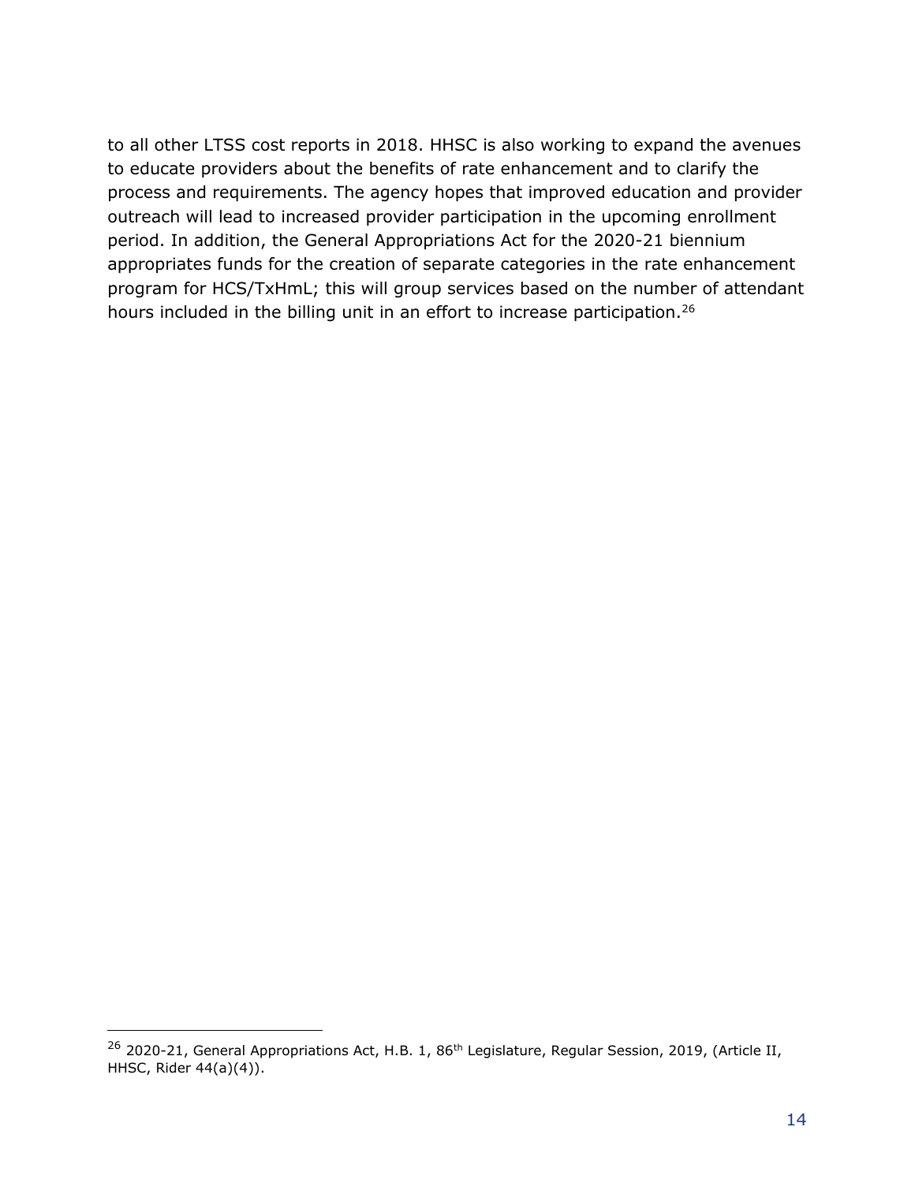to all other LTSS cost reports in 2018. HHSC is also working to expand the avenues to educate providers about the benefits of rate enhancement and to clarify the process and requirements. The agency hopes that improved education and provider outreach will lead to increased provider participation in the upcoming enrollment period. In addition, the General Appropriations Act for the 2020-21 biennium appropriates funds for the creation of separate categories in the rate enhancement program for HCS/TxHmL; this will group services based on the number of attendant hours included in the billing unit in an effort to increase participation.[26]

---

[26] 2020-21, General Appropriations Act, H.B. 1, 86th Legislature, Regular Session, 2019, (Article II, HHSC, Rider 44(a)(4)).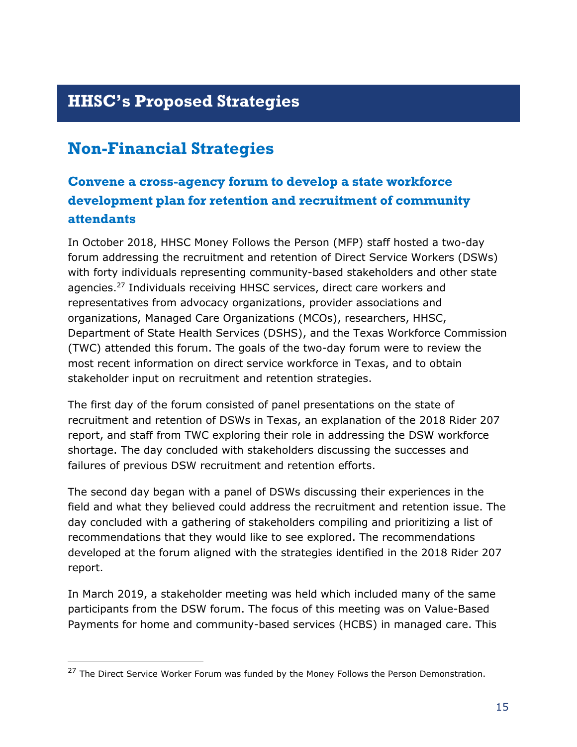# HHSC's Proposed Strategies

## Non-Financial Strategies

### Convene a cross-agency forum to develop a state workforce development plan for retention and recruitment of community attendants

In October 2018, HHSC Money Follows the Person (MFP) staff hosted a two-day forum addressing the recruitment and retention of Direct Service Workers (DSWs) with forty individuals representing community-based stakeholders and other state agencies.[27] Individuals receiving HHSC services, direct care workers and representatives from advocacy organizations, provider associations and organizations, Managed Care Organizations (MCOs), researchers, HHSC, Department of State Health Services (DSHS), and the Texas Workforce Commission (TWC) attended this forum. The goals of the two-day forum were to review the most recent information on direct service workforce in Texas, and to obtain stakeholder input on recruitment and retention strategies.

The first day of the forum consisted of panel presentations on the state of recruitment and retention of DSWs in Texas, an explanation of the 2018 Rider 207 report, and staff from TWC exploring their role in addressing the DSW workforce shortage. The day concluded with stakeholders discussing the successes and failures of previous DSW recruitment and retention efforts.

The second day began with a panel of DSWs discussing their experiences in the field and what they believed could address the recruitment and retention issue. The day concluded with a gathering of stakeholders compiling and prioritizing a list of recommendations that they would like to see explored. The recommendations developed at the forum aligned with the strategies identified in the 2018 Rider 207 report.

In March 2019, a stakeholder meeting was held which included many of the same participants from the DSW forum. The focus of this meeting was on Value-Based Payments for home and community-based services (HCBS) in managed care. This

---

[27] The Direct Service Worker Forum was funded by the Money Follows the Person Demonstration.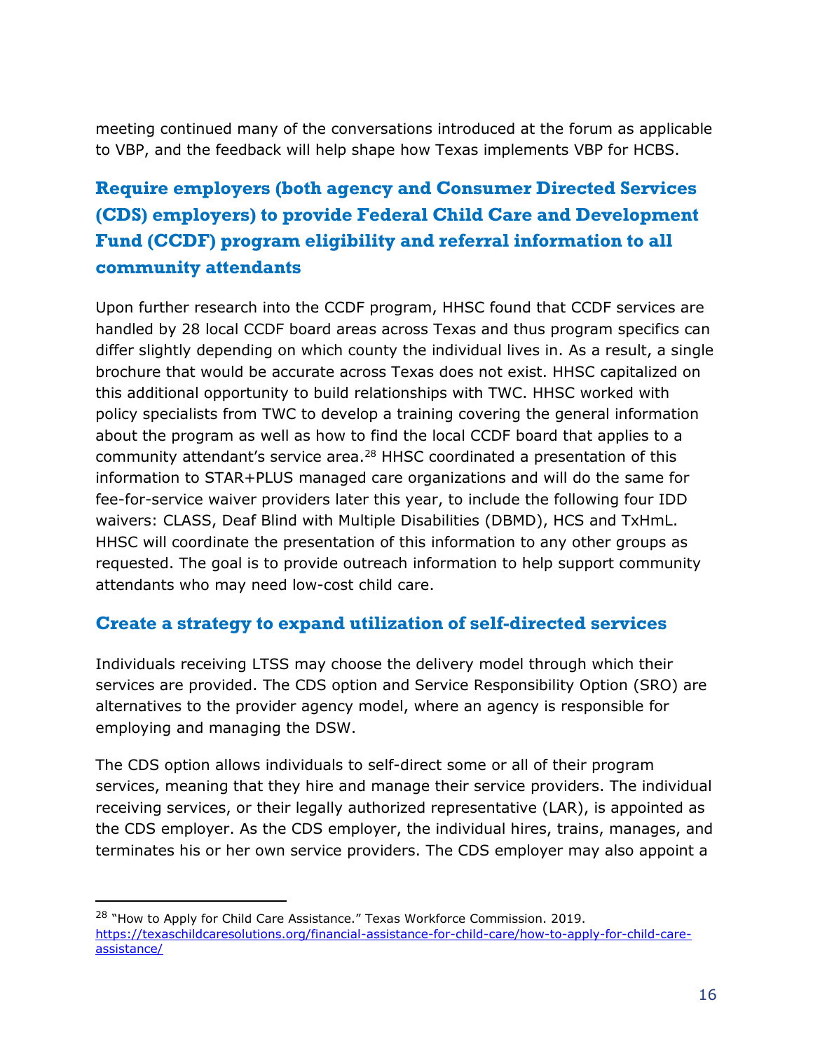meeting continued many of the conversations introduced at the forum as applicable to VBP, and the feedback will help shape how Texas implements VBP for HCBS.

## Require employers (both agency and Consumer Directed Services (CDS) employers) to provide Federal Child Care and Development Fund (CCDF) program eligibility and referral information to all community attendants

Upon further research into the CCDF program, HHSC found that CCDF services are handled by 28 local CCDF board areas across Texas and thus program specifics can differ slightly depending on which county the individual lives in. As a result, a single brochure that would be accurate across Texas does not exist. HHSC capitalized on this additional opportunity to build relationships with TWC. HHSC worked with policy specialists from TWC to develop a training covering the general information about the program as well as how to find the local CCDF board that applies to a community attendant's service area.[28] HHSC coordinated a presentation of this information to STAR+PLUS managed care organizations and will do the same for fee-for-service waiver providers later this year, to include the following four IDD waivers: CLASS, Deaf Blind with Multiple Disabilities (DBMD), HCS and TxHmL. HHSC will coordinate the presentation of this information to any other groups as requested. The goal is to provide outreach information to help support community attendants who may need low-cost child care.

## Create a strategy to expand utilization of self-directed services

Individuals receiving LTSS may choose the delivery model through which their services are provided. The CDS option and Service Responsibility Option (SRO) are alternatives to the provider agency model, where an agency is responsible for employing and managing the DSW.

The CDS option allows individuals to self-direct some or all of their program services, meaning that they hire and manage their service providers. The individual receiving services, or their legally authorized representative (LAR), is appointed as the CDS employer. As the CDS employer, the individual hires, trains, manages, and terminates his or her own service providers. The CDS employer may also appoint a

---

[28] "How to Apply for Child Care Assistance." Texas Workforce Commission. 2019. https://texaschildcaresolutions.org/financial-assistance-for-child-care/how-to-apply-for-child-care-assistance/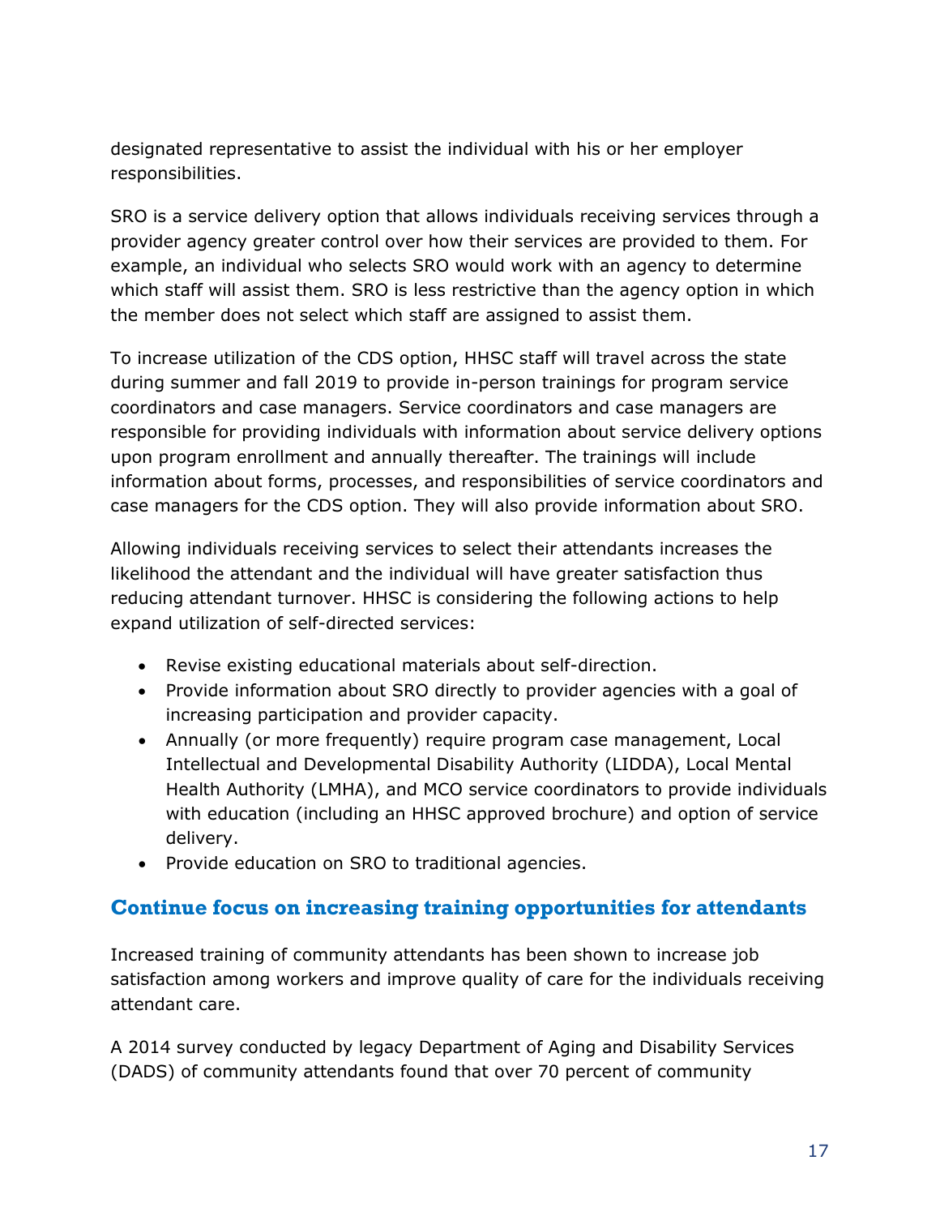designated representative to assist the individual with his or her employer responsibilities.

SRO is a service delivery option that allows individuals receiving services through a provider agency greater control over how their services are provided to them. For example, an individual who selects SRO would work with an agency to determine which staff will assist them. SRO is less restrictive than the agency option in which the member does not select which staff are assigned to assist them.

To increase utilization of the CDS option, HHSC staff will travel across the state during summer and fall 2019 to provide in-person trainings for program service coordinators and case managers. Service coordinators and case managers are responsible for providing individuals with information about service delivery options upon program enrollment and annually thereafter. The trainings will include information about forms, processes, and responsibilities of service coordinators and case managers for the CDS option. They will also provide information about SRO.

Allowing individuals receiving services to select their attendants increases the likelihood the attendant and the individual will have greater satisfaction thus reducing attendant turnover. HHSC is considering the following actions to help expand utilization of self-directed services:

- Revise existing educational materials about self-direction.
- Provide information about SRO directly to provider agencies with a goal of increasing participation and provider capacity.
- Annually (or more frequently) require program case management, Local Intellectual and Developmental Disability Authority (LIDDA), Local Mental Health Authority (LMHA), and MCO service coordinators to provide individuals with education (including an HHSC approved brochure) and option of service delivery.
- Provide education on SRO to traditional agencies.

## Continue focus on increasing training opportunities for attendants

Increased training of community attendants has been shown to increase job satisfaction among workers and improve quality of care for the individuals receiving attendant care.

A 2014 survey conducted by legacy Department of Aging and Disability Services (DADS) of community attendants found that over 70 percent of community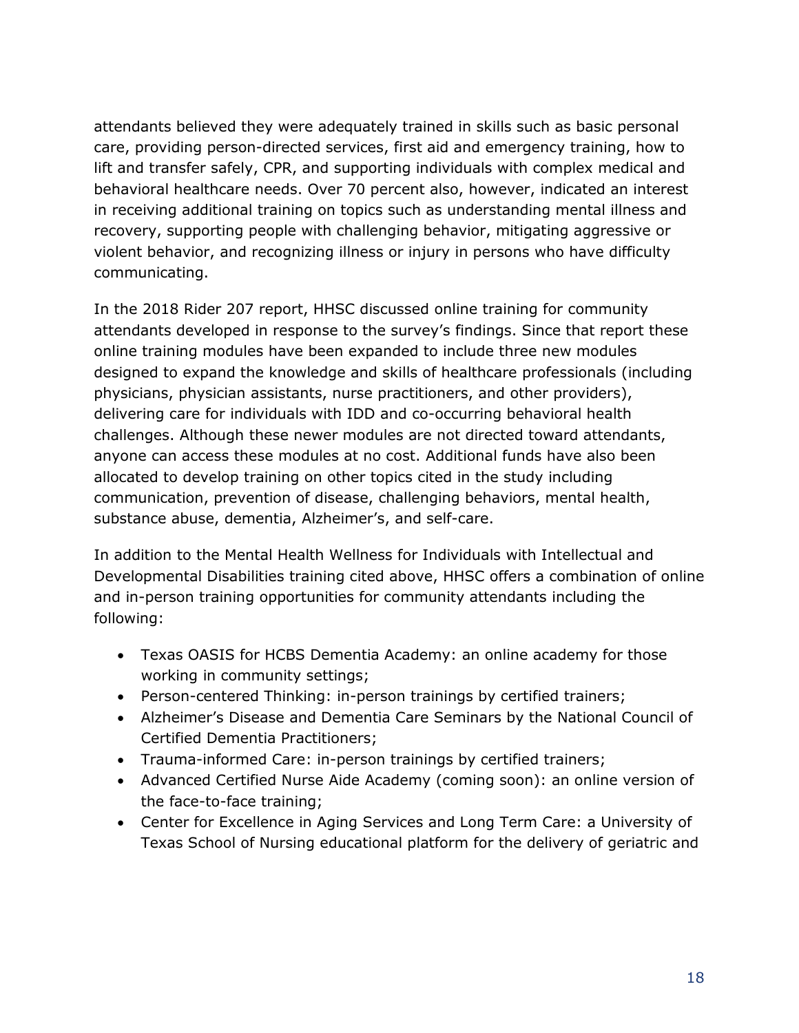attendants believed they were adequately trained in skills such as basic personal care, providing person-directed services, first aid and emergency training, how to lift and transfer safely, CPR, and supporting individuals with complex medical and behavioral healthcare needs. Over 70 percent also, however, indicated an interest in receiving additional training on topics such as understanding mental illness and recovery, supporting people with challenging behavior, mitigating aggressive or violent behavior, and recognizing illness or injury in persons who have difficulty communicating.

In the 2018 Rider 207 report, HHSC discussed online training for community attendants developed in response to the survey's findings. Since that report these online training modules have been expanded to include three new modules designed to expand the knowledge and skills of healthcare professionals (including physicians, physician assistants, nurse practitioners, and other providers), delivering care for individuals with IDD and co-occurring behavioral health challenges. Although these newer modules are not directed toward attendants, anyone can access these modules at no cost. Additional funds have also been allocated to develop training on other topics cited in the study including communication, prevention of disease, challenging behaviors, mental health, substance abuse, dementia, Alzheimer's, and self-care.

In addition to the Mental Health Wellness for Individuals with Intellectual and Developmental Disabilities training cited above, HHSC offers a combination of online and in-person training opportunities for community attendants including the following:

- Texas OASIS for HCBS Dementia Academy: an online academy for those working in community settings;
- Person-centered Thinking: in-person trainings by certified trainers;
- Alzheimer's Disease and Dementia Care Seminars by the National Council of Certified Dementia Practitioners;
- Trauma-informed Care: in-person trainings by certified trainers;
- Advanced Certified Nurse Aide Academy (coming soon): an online version of the face-to-face training;
- Center for Excellence in Aging Services and Long Term Care: a University of Texas School of Nursing educational platform for the delivery of geriatric and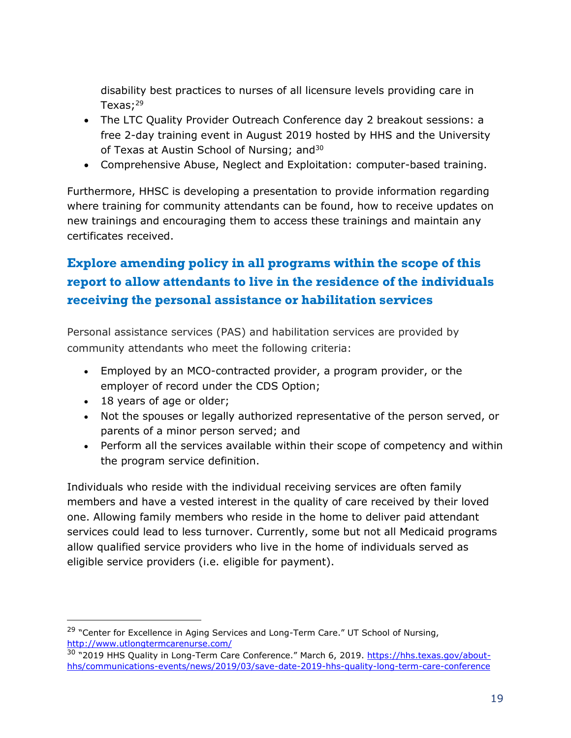disability best practices to nurses of all licensure levels providing care in Texas;[29]

- The LTC Quality Provider Outreach Conference day 2 breakout sessions: a free 2-day training event in August 2019 hosted by HHS and the University of Texas at Austin School of Nursing; and[30]
- Comprehensive Abuse, Neglect and Exploitation: computer-based training.

Furthermore, HHSC is developing a presentation to provide information regarding where training for community attendants can be found, how to receive updates on new trainings and encouraging them to access these trainings and maintain any certificates received.

## Explore amending policy in all programs within the scope of this report to allow attendants to live in the residence of the individuals receiving the personal assistance or habilitation services

Personal assistance services (PAS) and habilitation services are provided by community attendants who meet the following criteria:

- Employed by an MCO-contracted provider, a program provider, or the employer of record under the CDS Option;
- 18 years of age or older;
- Not the spouses or legally authorized representative of the person served, or parents of a minor person served; and
- Perform all the services available within their scope of competency and within the program service definition.

Individuals who reside with the individual receiving services are often family members and have a vested interest in the quality of care received by their loved one. Allowing family members who reside in the home to deliver paid attendant services could lead to less turnover. Currently, some but not all Medicaid programs allow qualified service providers who live in the home of individuals served as eligible service providers (i.e. eligible for payment).

---

[29] "Center for Excellence in Aging Services and Long-Term Care." UT School of Nursing, http://www.utlongtermcarenurse.com/

[30] "2019 HHS Quality in Long-Term Care Conference." March 6, 2019. https://hhs.texas.gov/about-hhs/communications-events/news/2019/03/save-date-2019-hhs-quality-long-term-care-conference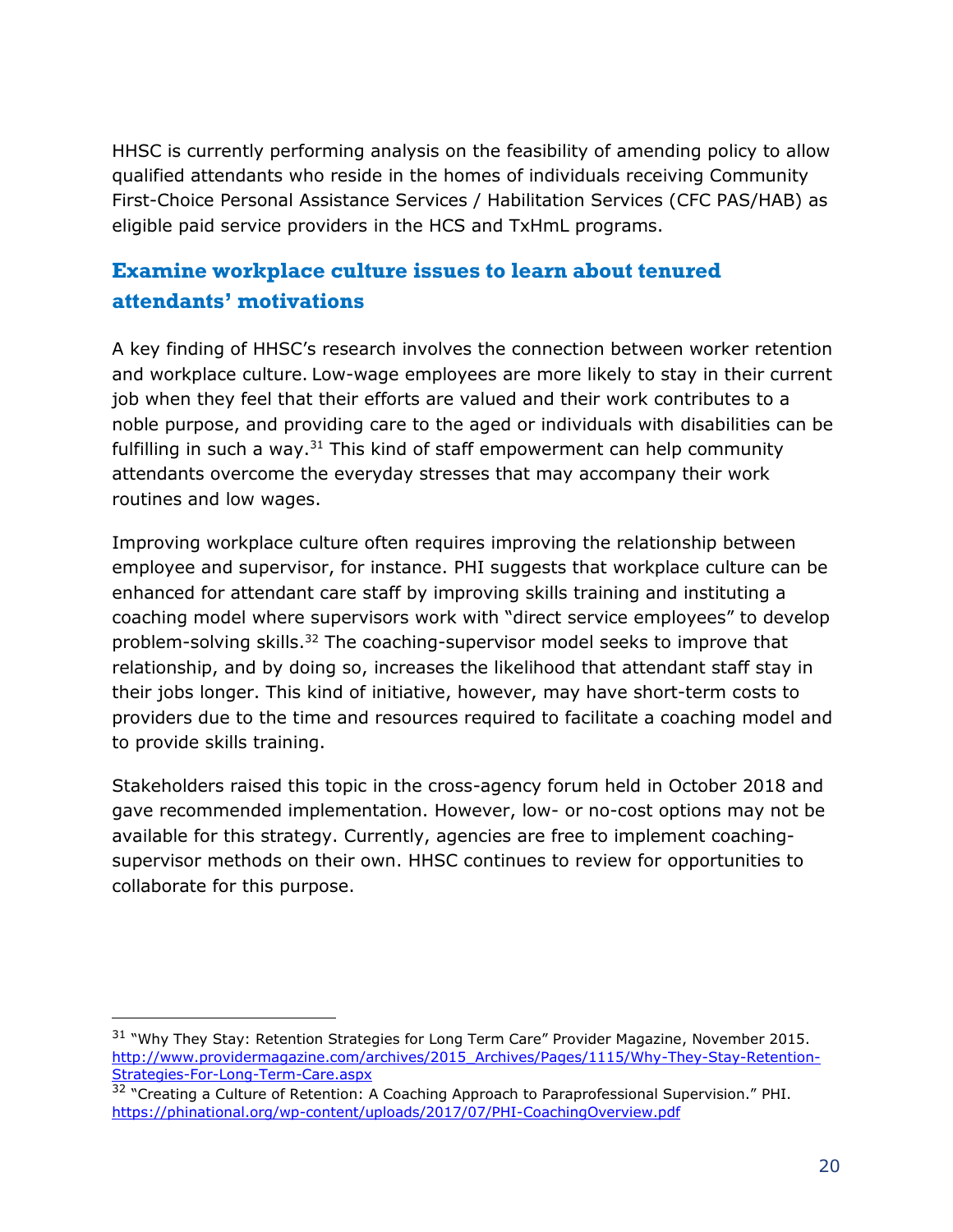HHSC is currently performing analysis on the feasibility of amending policy to allow qualified attendants who reside in the homes of individuals receiving Community First-Choice Personal Assistance Services / Habilitation Services (CFC PAS/HAB) as eligible paid service providers in the HCS and TxHmL programs.

### Examine workplace culture issues to learn about tenured attendants' motivations

A key finding of HHSC's research involves the connection between worker retention and workplace culture. Low-wage employees are more likely to stay in their current job when they feel that their efforts are valued and their work contributes to a noble purpose, and providing care to the aged or individuals with disabilities can be fulfilling in such a way.[31] This kind of staff empowerment can help community attendants overcome the everyday stresses that may accompany their work routines and low wages.

Improving workplace culture often requires improving the relationship between employee and supervisor, for instance. PHI suggests that workplace culture can be enhanced for attendant care staff by improving skills training and instituting a coaching model where supervisors work with "direct service employees" to develop problem-solving skills.[32] The coaching-supervisor model seeks to improve that relationship, and by doing so, increases the likelihood that attendant staff stay in their jobs longer. This kind of initiative, however, may have short-term costs to providers due to the time and resources required to facilitate a coaching model and to provide skills training.

Stakeholders raised this topic in the cross-agency forum held in October 2018 and gave recommended implementation. However, low- or no-cost options may not be available for this strategy. Currently, agencies are free to implement coaching-supervisor methods on their own. HHSC continues to review for opportunities to collaborate for this purpose.

---

[31] "Why They Stay: Retention Strategies for Long Term Care" Provider Magazine, November 2015. http://www.providermagazine.com/archives/2015_Archives/Pages/1115/Why-They-Stay-Retention-Strategies-For-Long-Term-Care.aspx

[32] "Creating a Culture of Retention: A Coaching Approach to Paraprofessional Supervision." PHI. https://phinational.org/wp-content/uploads/2017/07/PHI-CoachingOverview.pdf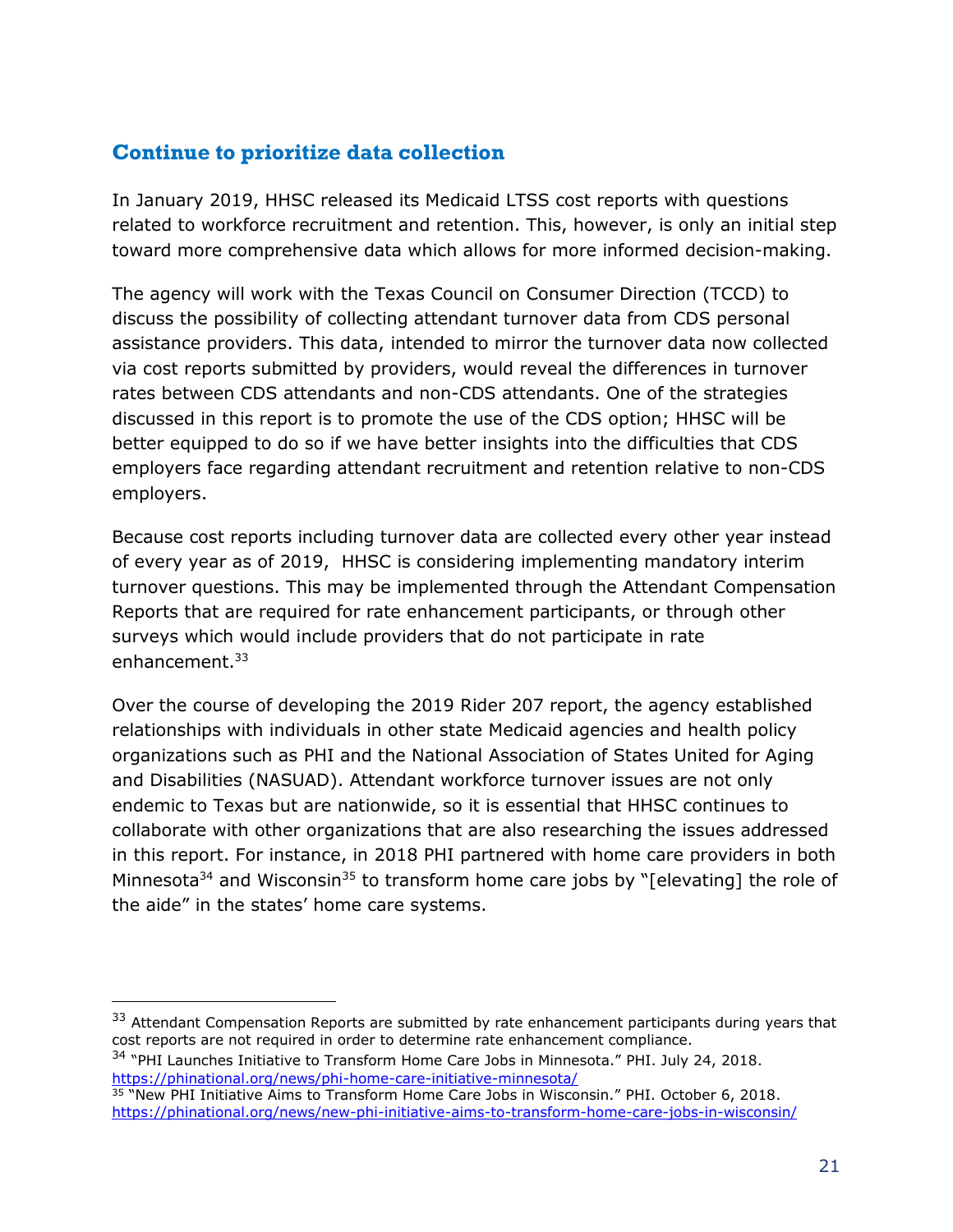## Continue to prioritize data collection

In January 2019, HHSC released its Medicaid LTSS cost reports with questions related to workforce recruitment and retention. This, however, is only an initial step toward more comprehensive data which allows for more informed decision-making.

The agency will work with the Texas Council on Consumer Direction (TCCD) to discuss the possibility of collecting attendant turnover data from CDS personal assistance providers. This data, intended to mirror the turnover data now collected via cost reports submitted by providers, would reveal the differences in turnover rates between CDS attendants and non-CDS attendants. One of the strategies discussed in this report is to promote the use of the CDS option; HHSC will be better equipped to do so if we have better insights into the difficulties that CDS employers face regarding attendant recruitment and retention relative to non-CDS employers.

Because cost reports including turnover data are collected every other year instead of every year as of 2019, HHSC is considering implementing mandatory interim turnover questions. This may be implemented through the Attendant Compensation Reports that are required for rate enhancement participants, or through other surveys which would include providers that do not participate in rate enhancement.[33]

Over the course of developing the 2019 Rider 207 report, the agency established relationships with individuals in other state Medicaid agencies and health policy organizations such as PHI and the National Association of States United for Aging and Disabilities (NASUAD). Attendant workforce turnover issues are not only endemic to Texas but are nationwide, so it is essential that HHSC continues to collaborate with other organizations that are also researching the issues addressed in this report. For instance, in 2018 PHI partnered with home care providers in both Minnesota[34] and Wisconsin[35] to transform home care jobs by "[elevating] the role of the aide" in the states' home care systems.

---

[33] Attendant Compensation Reports are submitted by rate enhancement participants during years that cost reports are not required in order to determine rate enhancement compliance.

[34] "PHI Launches Initiative to Transform Home Care Jobs in Minnesota." PHI. July 24, 2018. https://phinational.org/news/phi-home-care-initiative-minnesota/

[35] "New PHI Initiative Aims to Transform Home Care Jobs in Wisconsin." PHI. October 6, 2018. https://phinational.org/news/new-phi-initiative-aims-to-transform-home-care-jobs-in-wisconsin/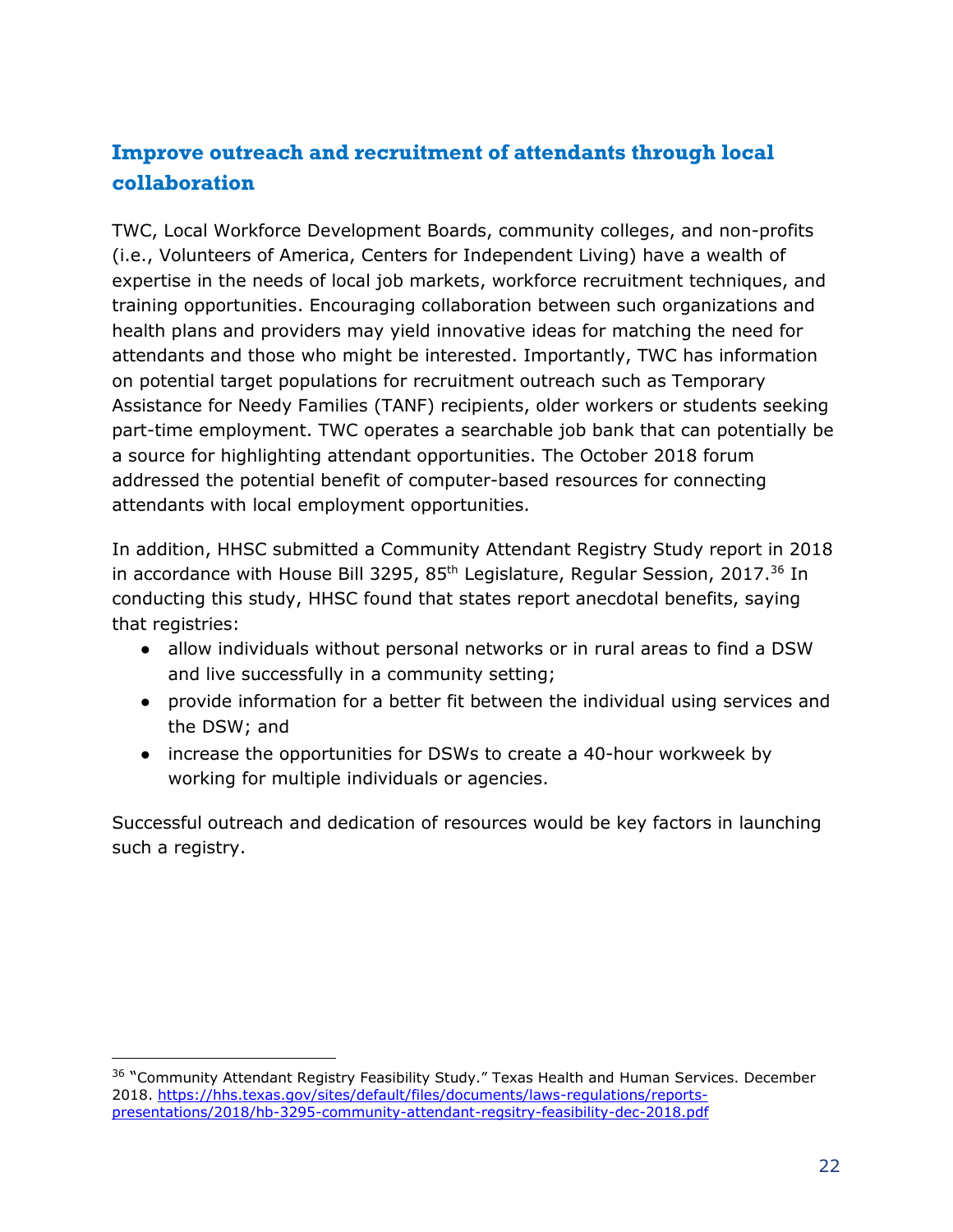## Improve outreach and recruitment of attendants through local collaboration

TWC, Local Workforce Development Boards, community colleges, and non-profits (i.e., Volunteers of America, Centers for Independent Living) have a wealth of expertise in the needs of local job markets, workforce recruitment techniques, and training opportunities. Encouraging collaboration between such organizations and health plans and providers may yield innovative ideas for matching the need for attendants and those who might be interested. Importantly, TWC has information on potential target populations for recruitment outreach such as Temporary Assistance for Needy Families (TANF) recipients, older workers or students seeking part-time employment. TWC operates a searchable job bank that can potentially be a source for highlighting attendant opportunities. The October 2018 forum addressed the potential benefit of computer-based resources for connecting attendants with local employment opportunities.

In addition, HHSC submitted a Community Attendant Registry Study report in 2018 in accordance with House Bill 3295, 85th Legislature, Regular Session, 2017.[36] In conducting this study, HHSC found that states report anecdotal benefits, saying that registries:

- allow individuals without personal networks or in rural areas to find a DSW and live successfully in a community setting;
- provide information for a better fit between the individual using services and the DSW; and
- increase the opportunities for DSWs to create a 40-hour workweek by working for multiple individuals or agencies.

Successful outreach and dedication of resources would be key factors in launching such a registry.

[36] "Community Attendant Registry Feasibility Study." Texas Health and Human Services. December 2018. https://hhs.texas.gov/sites/default/files/documents/laws-regulations/reports-presentations/2018/hb-3295-community-attendant-regsitry-feasibility-dec-2018.pdf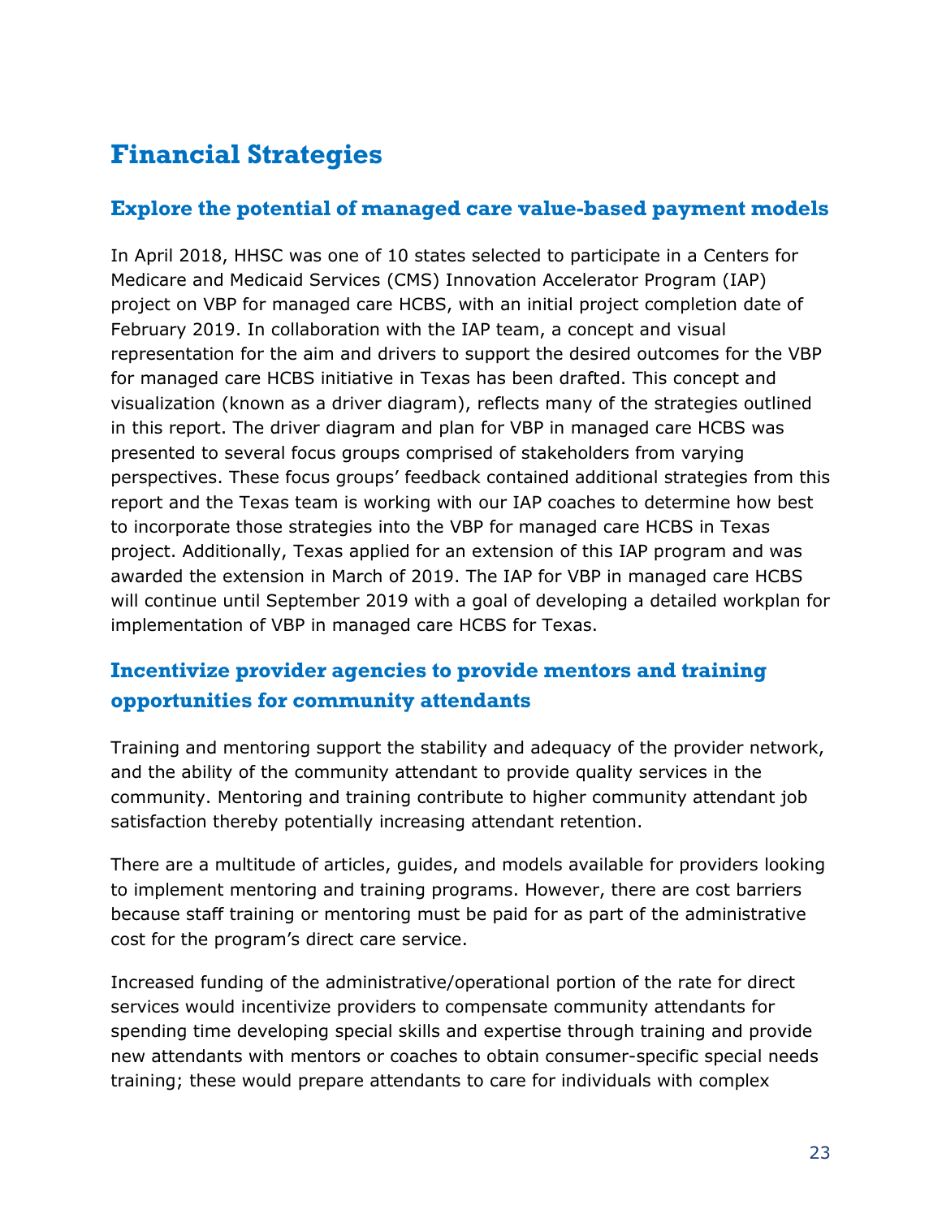# Financial Strategies

## Explore the potential of managed care value-based payment models

In April 2018, HHSC was one of 10 states selected to participate in a Centers for Medicare and Medicaid Services (CMS) Innovation Accelerator Program (IAP) project on VBP for managed care HCBS, with an initial project completion date of February 2019. In collaboration with the IAP team, a concept and visual representation for the aim and drivers to support the desired outcomes for the VBP for managed care HCBS initiative in Texas has been drafted. This concept and visualization (known as a driver diagram), reflects many of the strategies outlined in this report. The driver diagram and plan for VBP in managed care HCBS was presented to several focus groups comprised of stakeholders from varying perspectives. These focus groups' feedback contained additional strategies from this report and the Texas team is working with our IAP coaches to determine how best to incorporate those strategies into the VBP for managed care HCBS in Texas project. Additionally, Texas applied for an extension of this IAP program and was awarded the extension in March of 2019. The IAP for VBP in managed care HCBS will continue until September 2019 with a goal of developing a detailed workplan for implementation of VBP in managed care HCBS for Texas.

## Incentivize provider agencies to provide mentors and training opportunities for community attendants

Training and mentoring support the stability and adequacy of the provider network, and the ability of the community attendant to provide quality services in the community. Mentoring and training contribute to higher community attendant job satisfaction thereby potentially increasing attendant retention.

There are a multitude of articles, guides, and models available for providers looking to implement mentoring and training programs. However, there are cost barriers because staff training or mentoring must be paid for as part of the administrative cost for the program's direct care service.

Increased funding of the administrative/operational portion of the rate for direct services would incentivize providers to compensate community attendants for spending time developing special skills and expertise through training and provide new attendants with mentors or coaches to obtain consumer-specific special needs training; these would prepare attendants to care for individuals with complex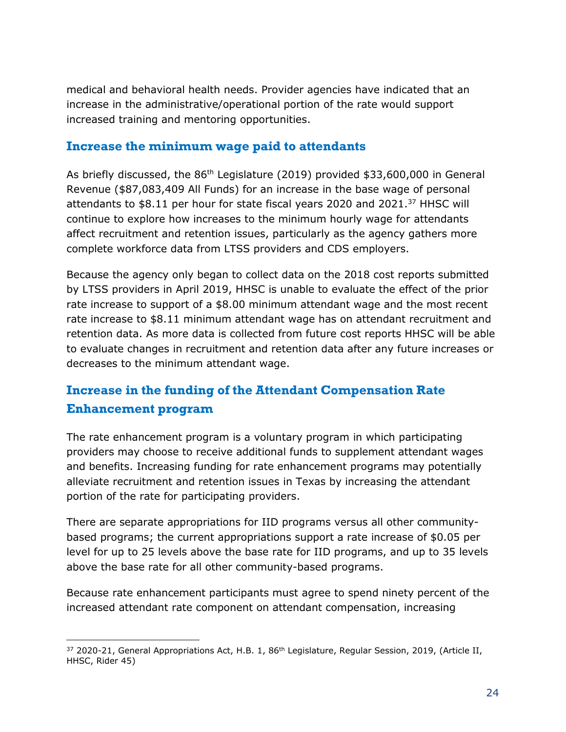medical and behavioral health needs. Provider agencies have indicated that an increase in the administrative/operational portion of the rate would support increased training and mentoring opportunities.

### Increase the minimum wage paid to attendants

As briefly discussed, the 86th Legislature (2019) provided $33,600,000 in General Revenue ($87,083,409 All Funds) for an increase in the base wage of personal attendants to $8.11 per hour for state fiscal years 2020 and 2021.[37] HHSC will continue to explore how increases to the minimum hourly wage for attendants affect recruitment and retention issues, particularly as the agency gathers more complete workforce data from LTSS providers and CDS employers.

Because the agency only began to collect data on the 2018 cost reports submitted by LTSS providers in April 2019, HHSC is unable to evaluate the effect of the prior rate increase to support of a $8.00 minimum attendant wage and the most recent rate increase to $8.11 minimum attendant wage has on attendant recruitment and retention data. As more data is collected from future cost reports HHSC will be able to evaluate changes in recruitment and retention data after any future increases or decreases to the minimum attendant wage.

### Increase in the funding of the Attendant Compensation Rate Enhancement program

The rate enhancement program is a voluntary program in which participating providers may choose to receive additional funds to supplement attendant wages and benefits. Increasing funding for rate enhancement programs may potentially alleviate recruitment and retention issues in Texas by increasing the attendant portion of the rate for participating providers.

There are separate appropriations for IID programs versus all other community-based programs; the current appropriations support a rate increase of $0.05 per level for up to 25 levels above the base rate for IID programs, and up to 35 levels above the base rate for all other community-based programs.

Because rate enhancement participants must agree to spend ninety percent of the increased attendant rate component on attendant compensation, increasing

[37] 2020-21, General Appropriations Act, H.B. 1, 86th Legislature, Regular Session, 2019, (Article II, HHSC, Rider 45)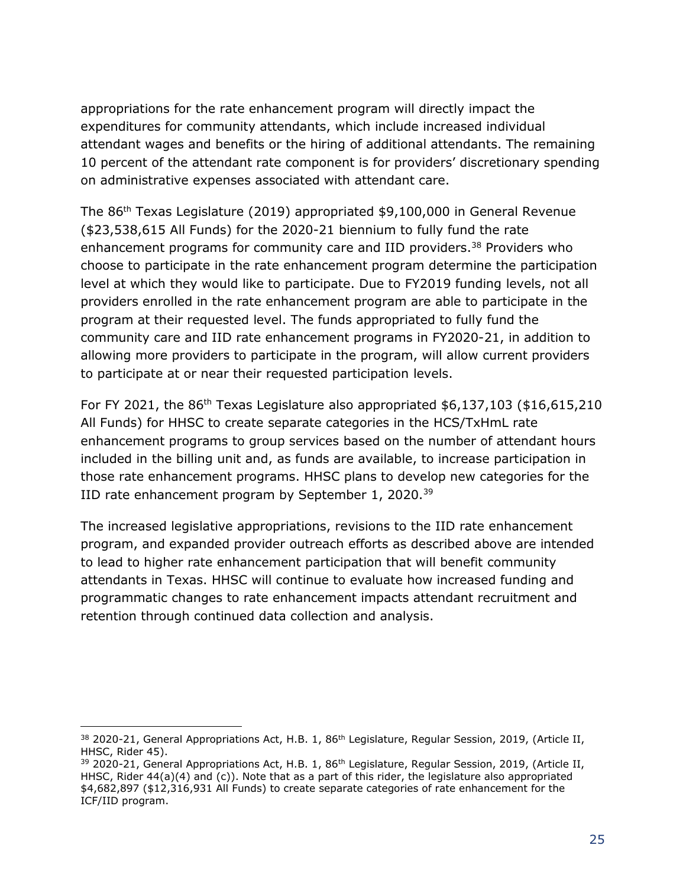appropriations for the rate enhancement program will directly impact the expenditures for community attendants, which include increased individual attendant wages and benefits or the hiring of additional attendants. The remaining 10 percent of the attendant rate component is for providers' discretionary spending on administrative expenses associated with attendant care.

The 86th Texas Legislature (2019) appropriated $9,100,000 in General Revenue ($23,538,615 All Funds) for the 2020-21 biennium to fully fund the rate enhancement programs for community care and IID providers.[38] Providers who choose to participate in the rate enhancement program determine the participation level at which they would like to participate. Due to FY2019 funding levels, not all providers enrolled in the rate enhancement program are able to participate in the program at their requested level. The funds appropriated to fully fund the community care and IID rate enhancement programs in FY2020-21, in addition to allowing more providers to participate in the program, will allow current providers to participate at or near their requested participation levels.

For FY 2021, the 86th Texas Legislature also appropriated $6,137,103 ($16,615,210 All Funds) for HHSC to create separate categories in the HCS/TxHmL rate enhancement programs to group services based on the number of attendant hours included in the billing unit and, as funds are available, to increase participation in those rate enhancement programs. HHSC plans to develop new categories for the IID rate enhancement program by September 1, 2020.[39]

The increased legislative appropriations, revisions to the IID rate enhancement program, and expanded provider outreach efforts as described above are intended to lead to higher rate enhancement participation that will benefit community attendants in Texas. HHSC will continue to evaluate how increased funding and programmatic changes to rate enhancement impacts attendant recruitment and retention through continued data collection and analysis.

---

[38] 2020-21, General Appropriations Act, H.B. 1, 86th Legislature, Regular Session, 2019, (Article II, HHSC, Rider 45).

[39] 2020-21, General Appropriations Act, H.B. 1, 86th Legislature, Regular Session, 2019, (Article II, HHSC, Rider 44(a)(4) and (c)). Note that as a part of this rider, the legislature also appropriated $4,682,897 ($12,316,931 All Funds) to create separate categories of rate enhancement for the ICF/IID program.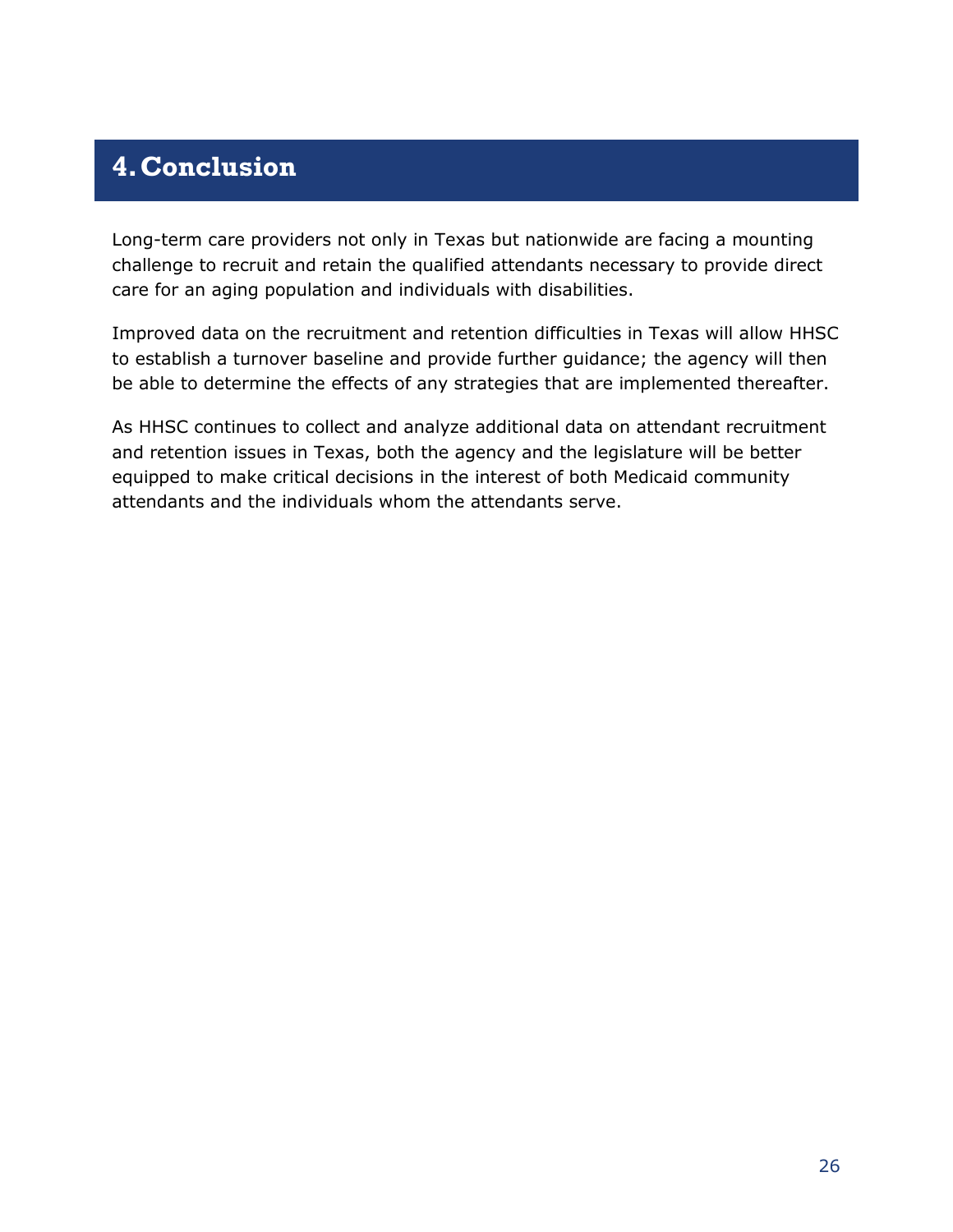# 4. Conclusion

Long-term care providers not only in Texas but nationwide are facing a mounting challenge to recruit and retain the qualified attendants necessary to provide direct care for an aging population and individuals with disabilities.

Improved data on the recruitment and retention difficulties in Texas will allow HHSC to establish a turnover baseline and provide further guidance; the agency will then be able to determine the effects of any strategies that are implemented thereafter.

As HHSC continues to collect and analyze additional data on attendant recruitment and retention issues in Texas, both the agency and the legislature will be better equipped to make critical decisions in the interest of both Medicaid community attendants and the individuals whom the attendants serve.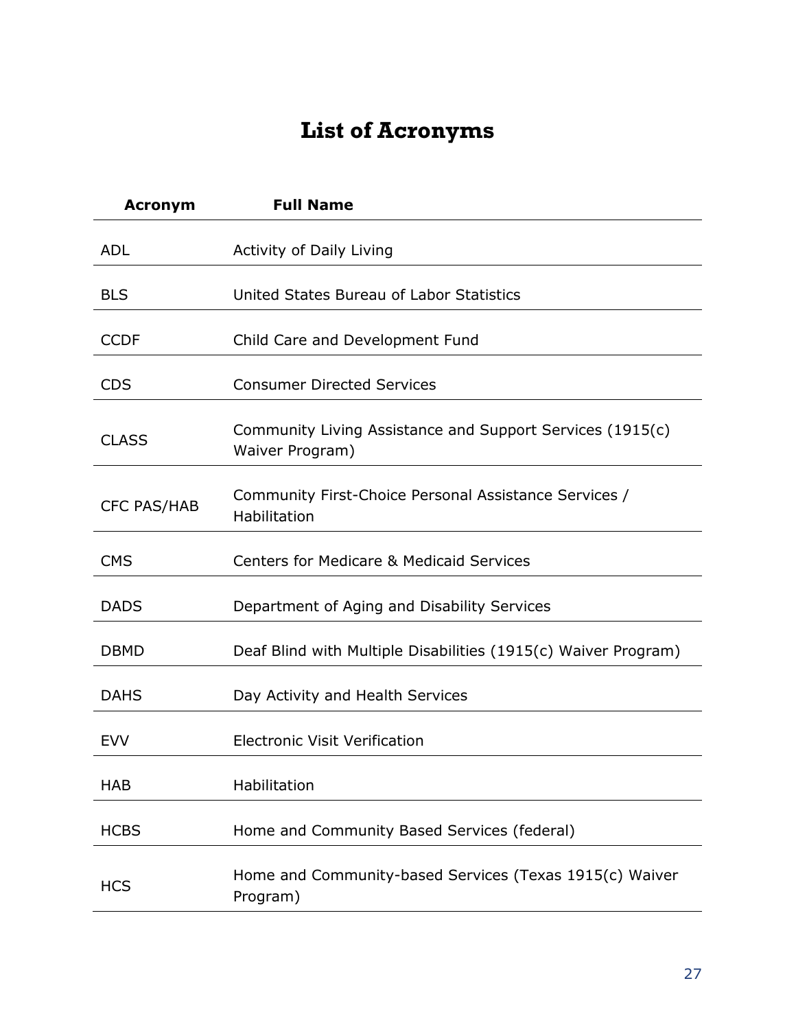# List of Acronyms

| Acronym | Full Name |
|---|---|
| ADL | Activity of Daily Living |
| BLS | United States Bureau of Labor Statistics |
| CCDF | Child Care and Development Fund |
| CDS | Consumer Directed Services |
| CLASS | Community Living Assistance and Support Services (1915(c) Waiver Program) |
| CFC PAS/HAB | Community First-Choice Personal Assistance Services / Habilitation |
| CMS | Centers for Medicare & Medicaid Services |
| DADS | Department of Aging and Disability Services |
| DBMD | Deaf Blind with Multiple Disabilities (1915(c) Waiver Program) |
| DAHS | Day Activity and Health Services |
| EVV | Electronic Visit Verification |
| HAB | Habilitation |
| HCBS | Home and Community Based Services (federal) |
| HCS | Home and Community-based Services (Texas 1915(c) Waiver Program) |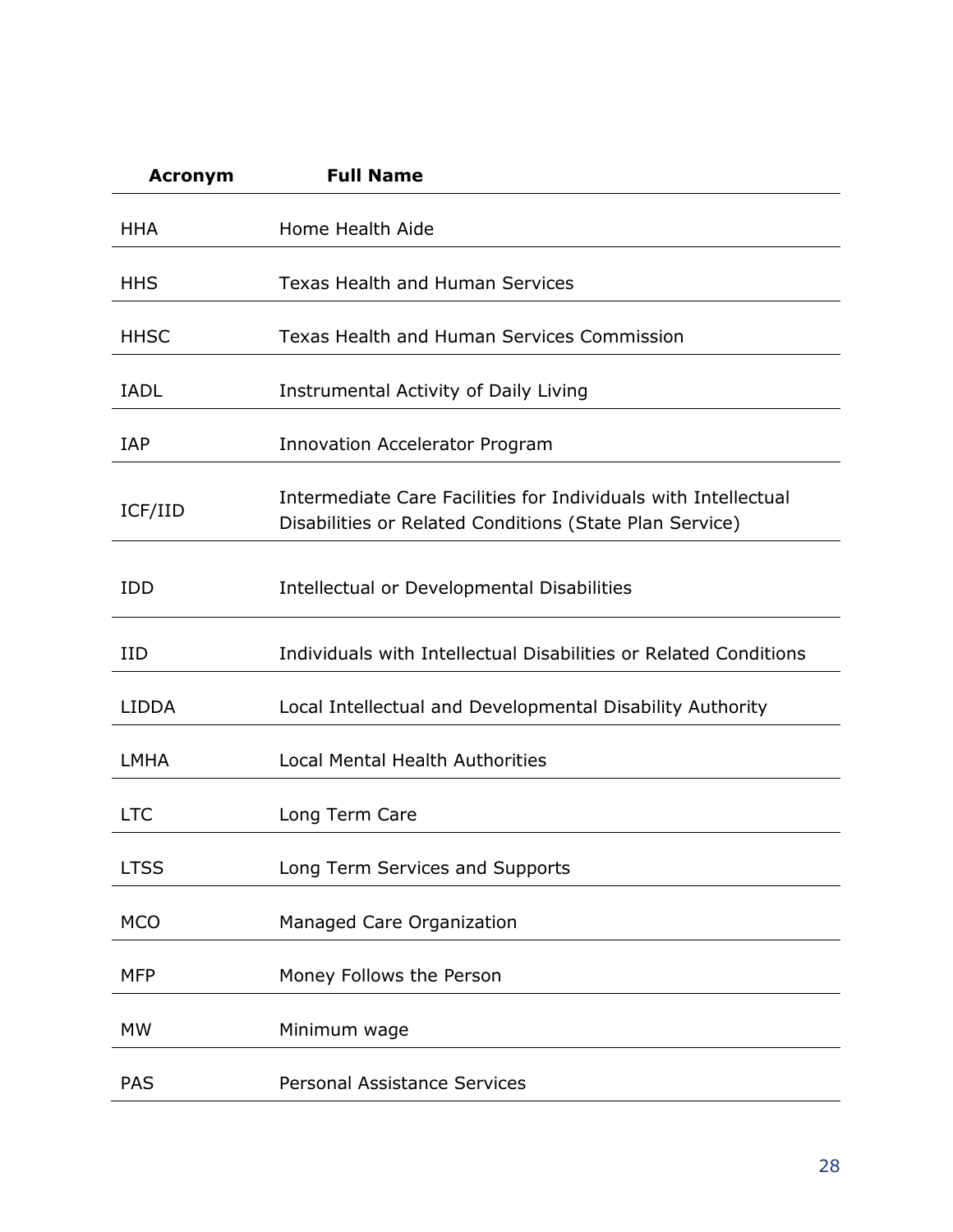| Acronym | Full Name |
|---|---|
| HHA | Home Health Aide |
| HHS | Texas Health and Human Services |
| HHSC | Texas Health and Human Services Commission |
| IADL | Instrumental Activity of Daily Living |
| IAP | Innovation Accelerator Program |
| ICF/IID | Intermediate Care Facilities for Individuals with Intellectual Disabilities or Related Conditions (State Plan Service) |
| IDD | Intellectual or Developmental Disabilities |
| IID | Individuals with Intellectual Disabilities or Related Conditions |
| LIDDA | Local Intellectual and Developmental Disability Authority |
| LMHA | Local Mental Health Authorities |
| LTC | Long Term Care |
| LTSS | Long Term Services and Supports |
| MCO | Managed Care Organization |
| MFP | Money Follows the Person |
| MW | Minimum wage |
| PAS | Personal Assistance Services |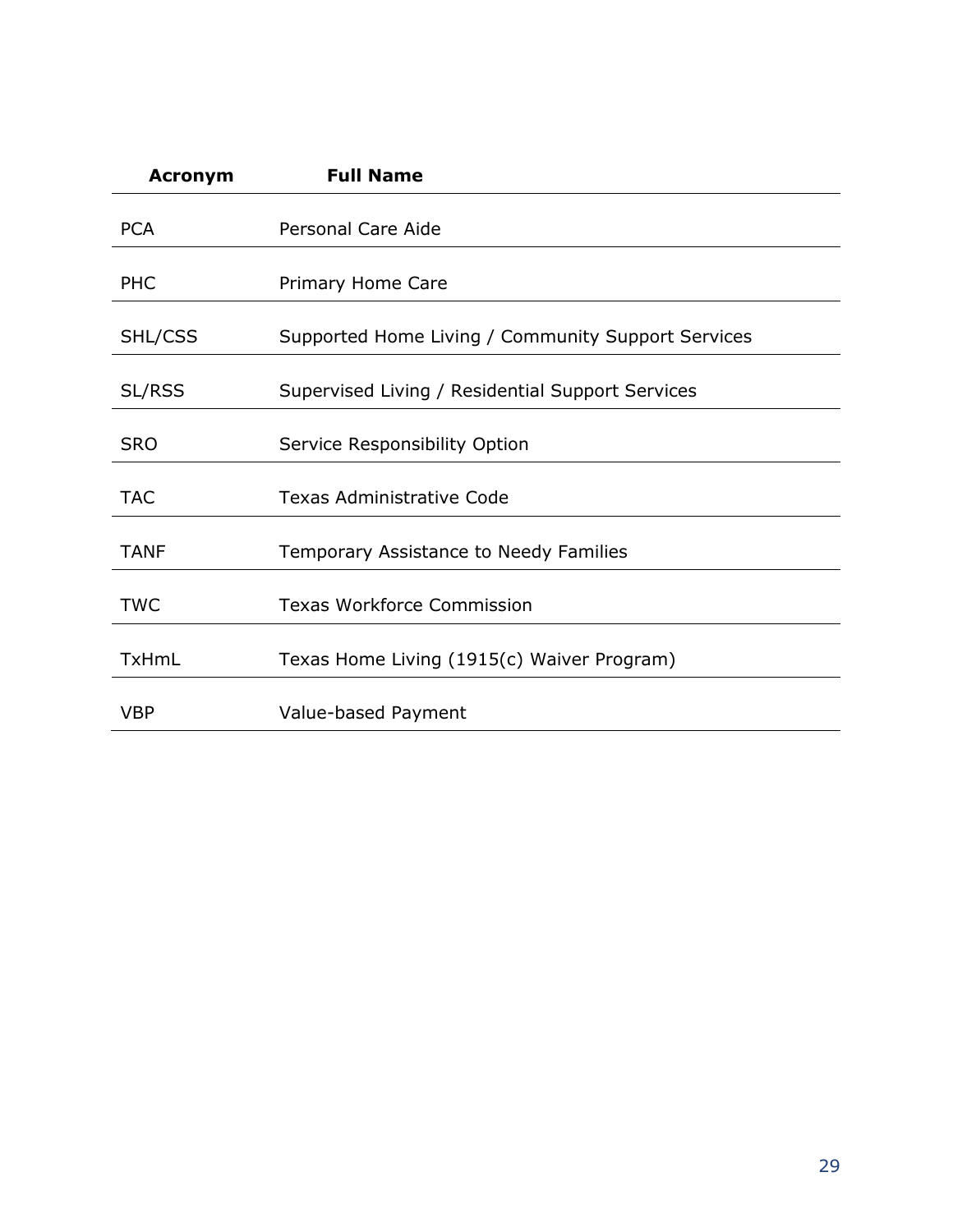| Acronym | Full Name |
| --- | --- |
| PCA | Personal Care Aide |
| PHC | Primary Home Care |
| SHL/CSS | Supported Home Living / Community Support Services |
| SL/RSS | Supervised Living / Residential Support Services |
| SRO | Service Responsibility Option |
| TAC | Texas Administrative Code |
| TANF | Temporary Assistance to Needy Families |
| TWC | Texas Workforce Commission |
| TxHmL | Texas Home Living (1915(c) Waiver Program) |
| VBP | Value-based Payment |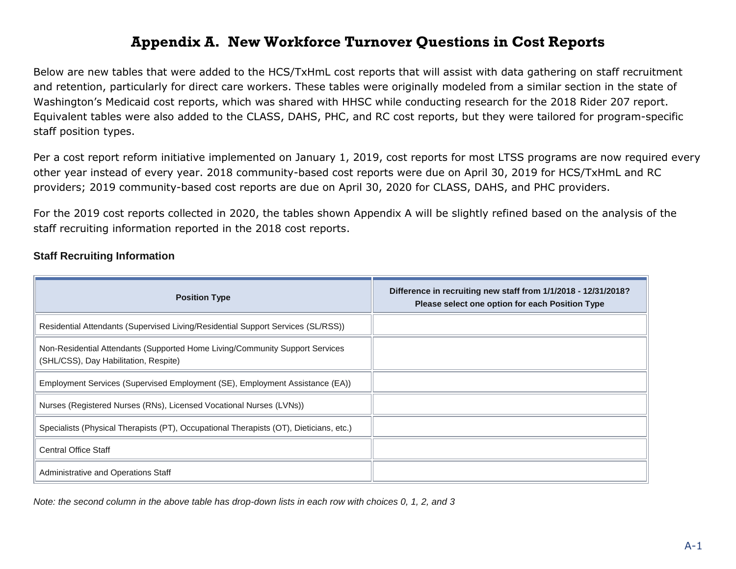# Appendix A. New Workforce Turnover Questions in Cost Reports

Below are new tables that were added to the HCS/TxHmL cost reports that will assist with data gathering on staff recruitment and retention, particularly for direct care workers. These tables were originally modeled from a similar section in the state of Washington's Medicaid cost reports, which was shared with HHSC while conducting research for the 2018 Rider 207 report. Equivalent tables were also added to the CLASS, DAHS, PHC, and RC cost reports, but they were tailored for program-specific staff position types.

Per a cost report reform initiative implemented on January 1, 2019, cost reports for most LTSS programs are now required every other year instead of every year. 2018 community-based cost reports were due on April 30, 2019 for HCS/TxHmL and RC providers; 2019 community-based cost reports are due on April 30, 2020 for CLASS, DAHS, and PHC providers.

For the 2019 cost reports collected in 2020, the tables shown Appendix A will be slightly refined based on the analysis of the staff recruiting information reported in the 2018 cost reports.

### Staff Recruiting Information

| Position Type | Difference in recruiting new staff from 1/1/2018 - 12/31/2018? Please select one option for each Position Type |
|---|---|
| Residential Attendants (Supervised Living/Residential Support Services (SL/RSS)) | |
| Non-Residential Attendants (Supported Home Living/Community Support Services (SHL/CSS), Day Habilitation, Respite) | |
| Employment Services (Supervised Employment (SE), Employment Assistance (EA)) | |
| Nurses (Registered Nurses (RNs), Licensed Vocational Nurses (LVNs)) | |
| Specialists (Physical Therapists (PT), Occupational Therapists (OT), Dieticians, etc.) | |
| Central Office Staff | |
| Administrative and Operations Staff | |

*Note: the second column in the above table has drop-down lists in each row with choices 0, 1, 2, and 3*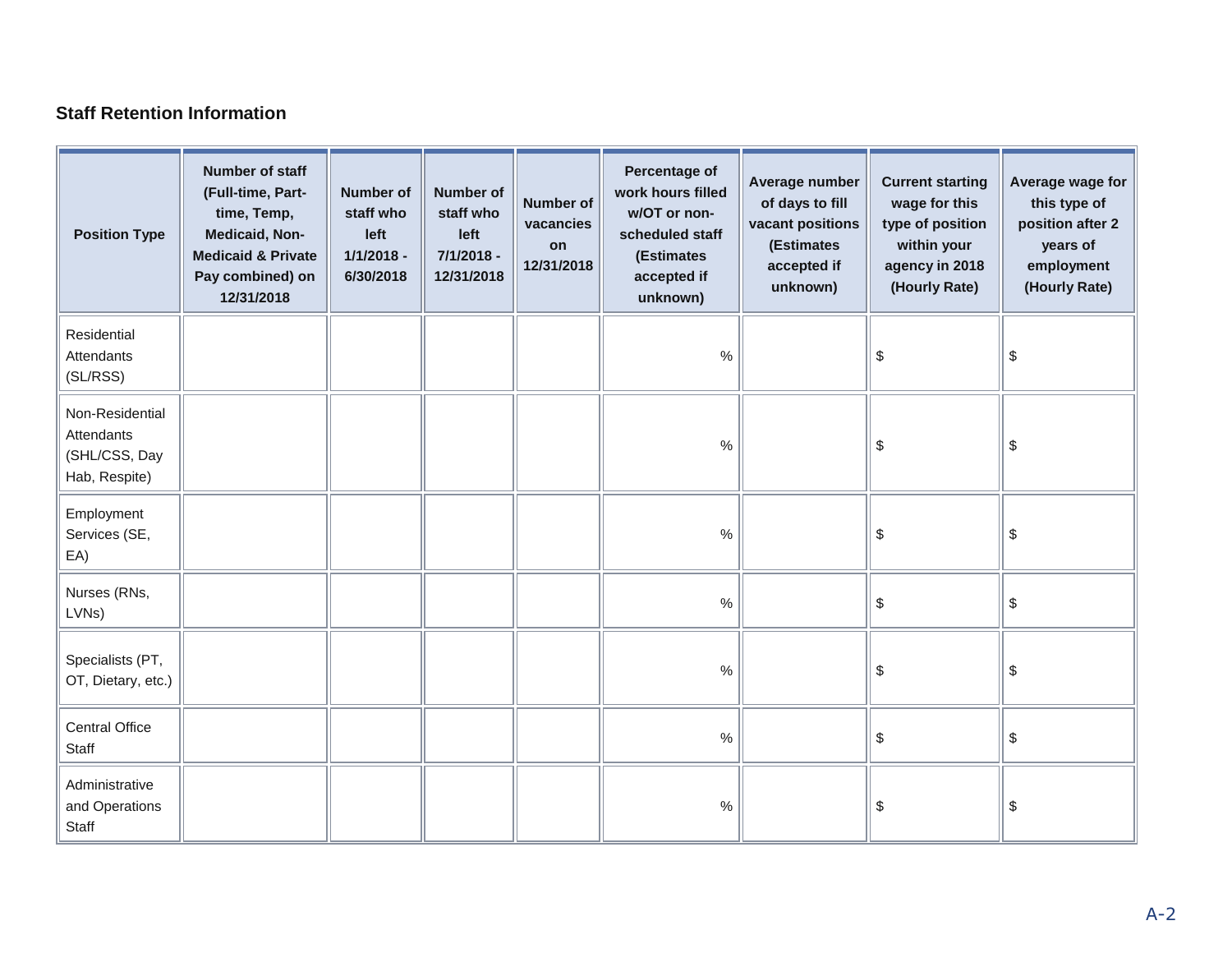### Staff Retention Information

| Position Type | Number of staff (Full-time, Part-time, Temp, Medicaid, Non-Medicaid & Private Pay combined) on 12/31/2018 | Number of staff who left 1/1/2018 - 6/30/2018 | Number of staff who left 7/1/2018 - 12/31/2018 | Number of vacancies on 12/31/2018 | Percentage of work hours filled w/OT or non-scheduled staff (Estimates accepted if unknown) | Average number of days to fill vacant positions (Estimates accepted if unknown) | Current starting wage for this type of position within your agency in 2018 (Hourly Rate) | Average wage for this type of position after 2 years of employment (Hourly Rate) |
|---|---|---|---|---|---|---|---|---|
| Residential Attendants (SL/RSS) | | | | | % | | $ | $ |
| Non-Residential Attendants (SHL/CSS, Day Hab, Respite) | | | | | % | | $ | $ |
| Employment Services (SE, EA) | | | | | % | | $ | $ |
| Nurses (RNs, LVNs) | | | | | % | | $ | $ |
| Specialists (PT, OT, Dietary, etc.) | | | | | % | | $ | $ |
| Central Office Staff | | | | | % | | $ | $ |
| Administrative and Operations Staff | | | | | % | | $ | $ |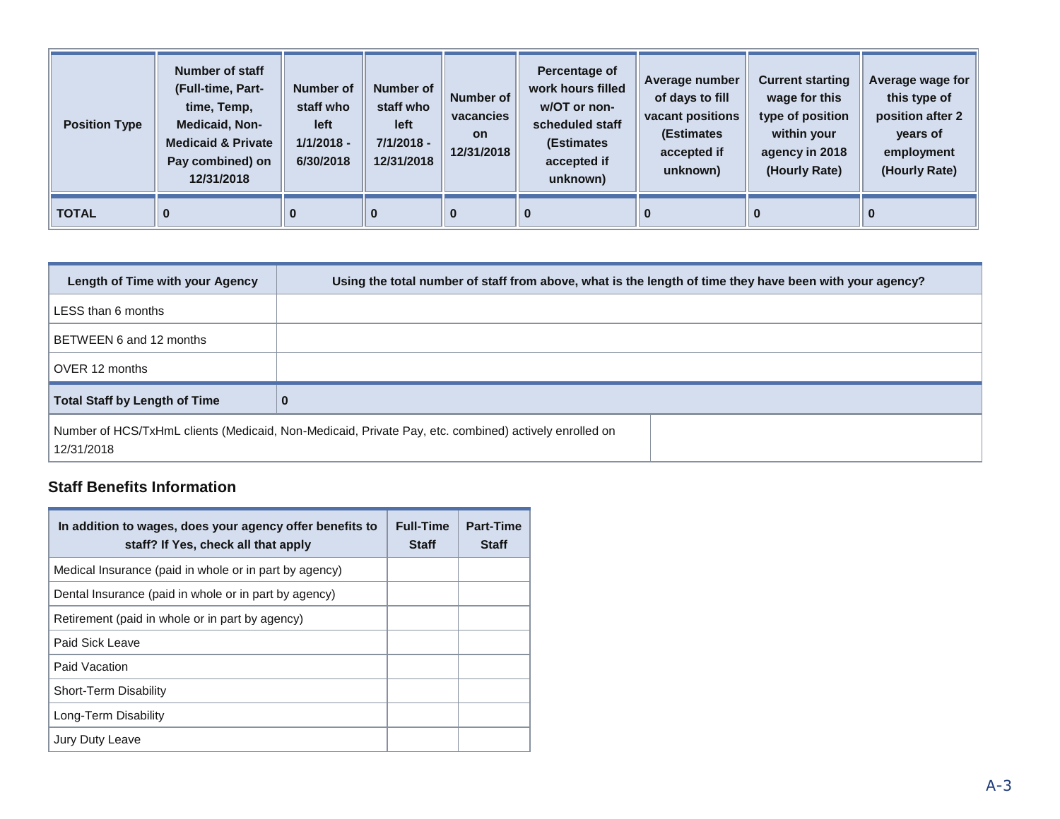| Position Type | Number of staff (Full-time, Part-time, Temp, Medicaid, Non-Medicaid & Private Pay combined) on 12/31/2018 | Number of staff who left 1/1/2018 - 6/30/2018 | Number of staff who left 7/1/2018 - 12/31/2018 | Number of vacancies on 12/31/2018 | Percentage of work hours filled w/OT or non-scheduled staff (Estimates accepted if unknown) | Average number of days to fill vacant positions (Estimates accepted if unknown) | Current starting wage for this type of position within your agency in 2018 (Hourly Rate) | Average wage for this type of position after 2 years of employment (Hourly Rate) |
|---|---|---|---|---|---|---|---|---|
| **TOTAL** | **0** | **0** | **0** | **0** | **0** | **0** | **0** | **0** |

| Length of Time with your Agency | Using the total number of staff from above, what is the length of time they have been with your agency? |
|---|---|
| LESS than 6 months | |
| BETWEEN 6 and 12 months | |
| OVER 12 months | |
| **Total Staff by Length of Time** | **0** |
| Number of HCS/TxHmL clients (Medicaid, Non-Medicaid, Private Pay, etc. combined) actively enrolled on 12/31/2018 | |

## Staff Benefits Information

| In addition to wages, does your agency offer benefits to staff? If Yes, check all that apply | Full-Time Staff | Part-Time Staff |
|---|---|---|
| Medical Insurance (paid in whole or in part by agency) | | |
| Dental Insurance (paid in whole or in part by agency) | | |
| Retirement (paid in whole or in part by agency) | | |
| Paid Sick Leave | | |
| Paid Vacation | | |
| Short-Term Disability | | |
| Long-Term Disability | | |
| Jury Duty Leave | | |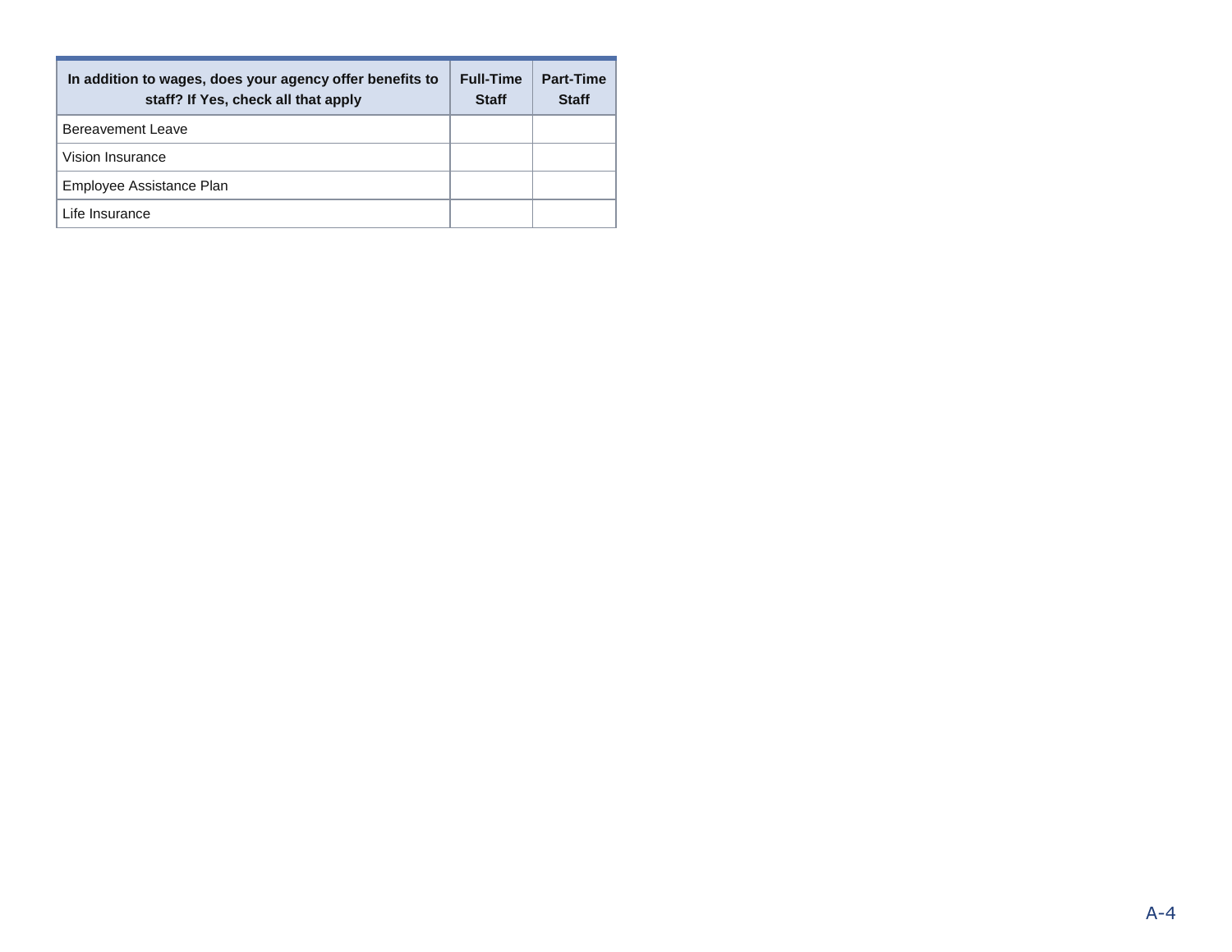| In addition to wages, does your agency offer benefits to staff? If Yes, check all that apply | Full-Time Staff | Part-Time Staff |
|---|---|---|
| Bereavement Leave | | |
| Vision Insurance | | |
| Employee Assistance Plan | | |
| Life Insurance | | |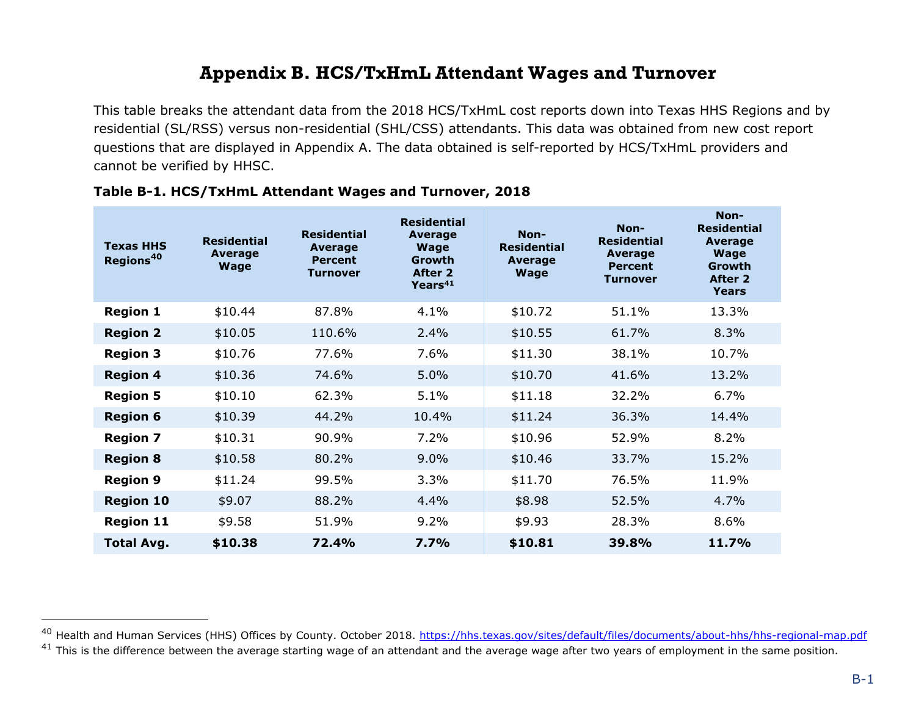# Appendix B. HCS/TxHmL Attendant Wages and Turnover

This table breaks the attendant data from the 2018 HCS/TxHmL cost reports down into Texas HHS Regions and by residential (SL/RSS) versus non-residential (SHL/CSS) attendants. This data was obtained from new cost report questions that are displayed in Appendix A. The data obtained is self-reported by HCS/TxHmL providers and cannot be verified by HHSC.

**Table B-1. HCS/TxHmL Attendant Wages and Turnover, 2018**

| Texas HHS Regions[40] | Residential Average Wage | Residential Average Percent Turnover | Residential Average Wage Growth After 2 Years[41] | Non-Residential Average Wage | Non-Residential Average Percent Turnover | Non-Residential Average Wage Growth After 2 Years |
|---|---|---|---|---|---|---|
| **Region 1** | $10.44 | 87.8% | 4.1% | $10.72 | 51.1% | 13.3% |
| **Region 2** | $10.05 | 110.6% | 2.4% | $10.55 | 61.7% | 8.3% |
| **Region 3** | $10.76 | 77.6% | 7.6% | $11.30 | 38.1% | 10.7% |
| **Region 4** | $10.36 | 74.6% | 5.0% | $10.70 | 41.6% | 13.2% |
| **Region 5** | $10.10 | 62.3% | 5.1% | $11.18 | 32.2% | 6.7% |
| **Region 6** | $10.39 | 44.2% | 10.4% | $11.24 | 36.3% | 14.4% |
| **Region 7** | $10.31 | 90.9% | 7.2% | $10.96 | 52.9% | 8.2% |
| **Region 8** | $10.58 | 80.2% | 9.0% | $10.46 | 33.7% | 15.2% |
| **Region 9** | $11.24 | 99.5% | 3.3% | $11.70 | 76.5% | 11.9% |
| **Region 10** | $9.07 | 88.2% | 4.4% | $8.98 | 52.5% | 4.7% |
| **Region 11** | $9.58 | 51.9% | 9.2% | $9.93 | 28.3% | 8.6% |
| **Total Avg.** | **$10.38** | **72.4%** | **7.7%** | **$10.81** | **39.8%** | **11.7%** |

[40] Health and Human Services (HHS) Offices by County. October 2018. https://hhs.texas.gov/sites/default/files/documents/about-hhs/hhs-regional-map.pdf

[41] This is the difference between the average starting wage of an attendant and the average wage after two years of employment in the same position.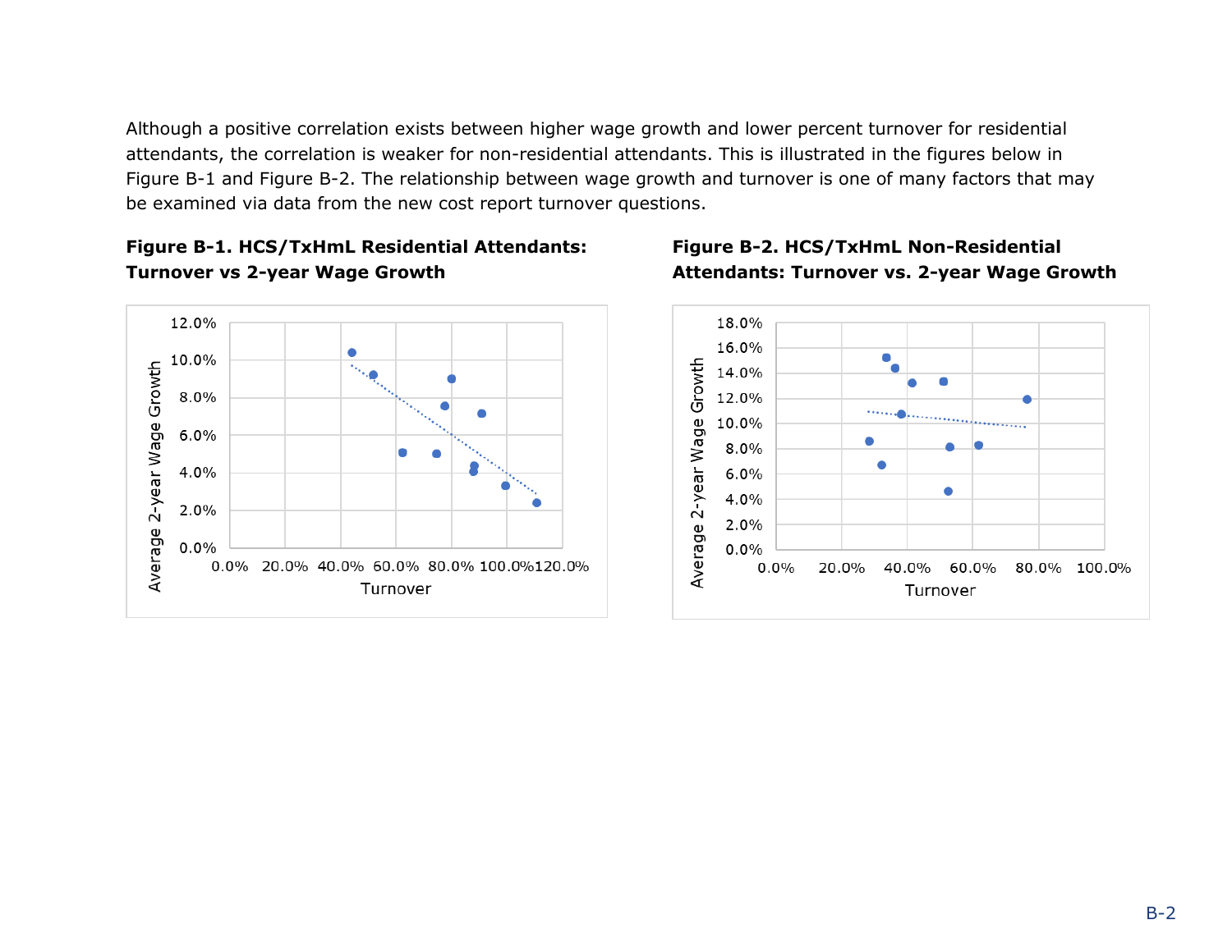Although a positive correlation exists between higher wage growth and lower percent turnover for residential attendants, the correlation is weaker for non-residential attendants. This is illustrated in the figures below in Figure B-1 and Figure B-2. The relationship between wage growth and turnover is one of many factors that may be examined via data from the new cost report turnover questions.

**Figure B-1. HCS/TxHmL Residential Attendants: Turnover vs 2-year Wage Growth**

**Figure B-2. HCS/TxHmL Non-Residential Attendants: Turnover vs. 2-year Wage Growth**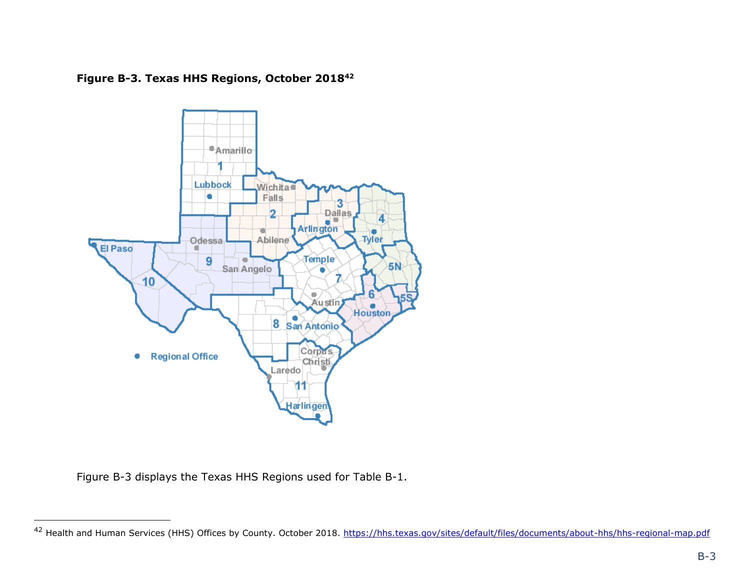**Figure B-3. Texas HHS Regions, October 2018[42]**

Figure B-3 displays the Texas HHS Regions used for Table B-1.

[42] Health and Human Services (HHS) Offices by County. October 2018. https://hhs.texas.gov/sites/default/files/documents/about-hhs/hhs-regional-map.pdf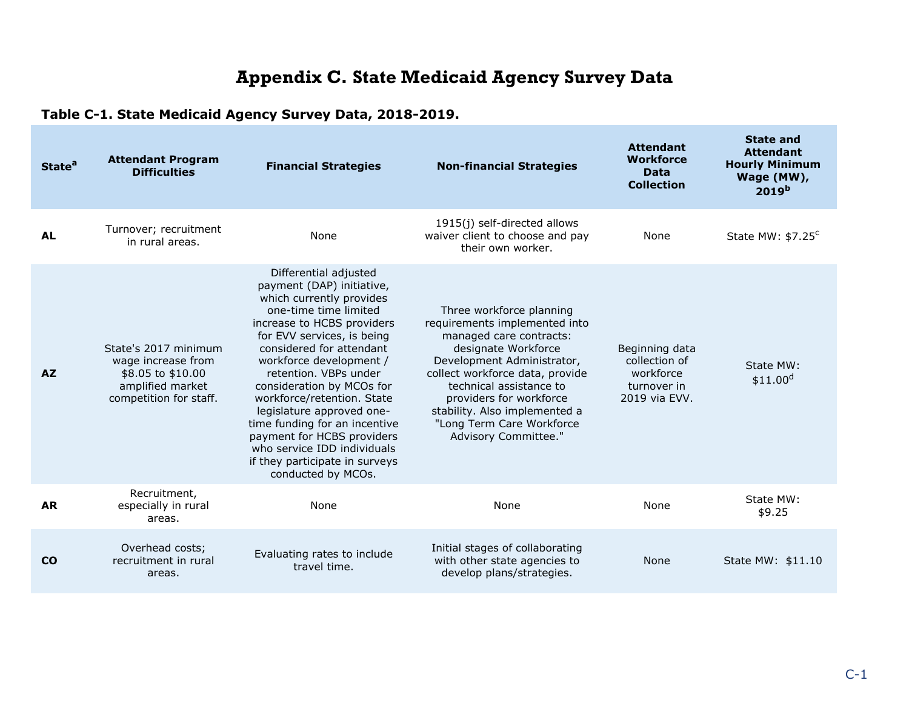# Appendix C. State Medicaid Agency Survey Data

**Table C-1. State Medicaid Agency Survey Data, 2018-2019.**

| State[a] | Attendant Program Difficulties | Financial Strategies | Non-financial Strategies | Attendant Workforce Data Collection | State and Attendant Hourly Minimum Wage (MW), 2019[b] |
|---|---|---|---|---|---|
| **AL** | Turnover; recruitment in rural areas. | None | 1915(j) self-directed allows waiver client to choose and pay their own worker. | None | State MW: $7.25[c] |
| **AZ** | State's 2017 minimum wage increase from $8.05 to $10.00 amplified market competition for staff. | Differential adjusted payment (DAP) initiative, which currently provides one-time time limited increase to HCBS providers for EVV services, is being considered for attendant workforce development / retention. VBPs under consideration by MCOs for workforce/retention. State legislature approved one-time funding for an incentive payment for HCBS providers who service IDD individuals if they participate in surveys conducted by MCOs. | Three workforce planning requirements implemented into managed care contracts: designate Workforce Development Administrator, collect workforce data, provide technical assistance to providers for workforce stability. Also implemented a "Long Term Care Workforce Advisory Committee." | Beginning data collection of workforce turnover in 2019 via EVV. | State MW: $11.00[d] |
| **AR** | Recruitment, especially in rural areas. | None | None | None | State MW: $9.25 |
| **CO** | Overhead costs; recruitment in rural areas. | Evaluating rates to include travel time. | Initial stages of collaborating with other state agencies to develop plans/strategies. | None | State MW: $11.10 |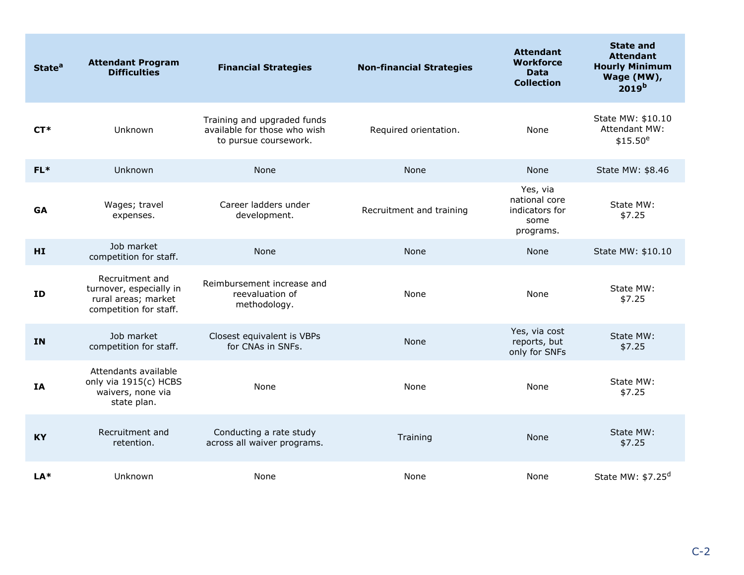| State[a] | Attendant Program Difficulties | Financial Strategies | Non-financial Strategies | Attendant Workforce Data Collection | State and Attendant Hourly Minimum Wage (MW), 2019[b] |
|---|---|---|---|---|---|
| **CT*** | Unknown | Training and upgraded funds available for those who wish to pursue coursework. | Required orientation. | None | State MW: $10.10 Attendant MW: $15.50[e] |
| **FL*** | Unknown | None | None | None | State MW: $8.46 |
| **GA** | Wages; travel expenses. | Career ladders under development. | Recruitment and training | Yes, via national core indicators for some programs. | State MW: $7.25 |
| **HI** | Job market competition for staff. | None | None | None | State MW: $10.10 |
| **ID** | Recruitment and turnover, especially in rural areas; market competition for staff. | Reimbursement increase and reevaluation of methodology. | None | None | State MW: $7.25 |
| **IN** | Job market competition for staff. | Closest equivalent is VBPs for CNAs in SNFs. | None | Yes, via cost reports, but only for SNFs | State MW: $7.25 |
| **IA** | Attendants available only via 1915(c) HCBS waivers, none via state plan. | None | None | None | State MW: $7.25 |
| **KY** | Recruitment and retention. | Conducting a rate study across all waiver programs. | Training | None | State MW: $7.25 |
| **LA*** | Unknown | None | None | None | State MW: $7.25[d] |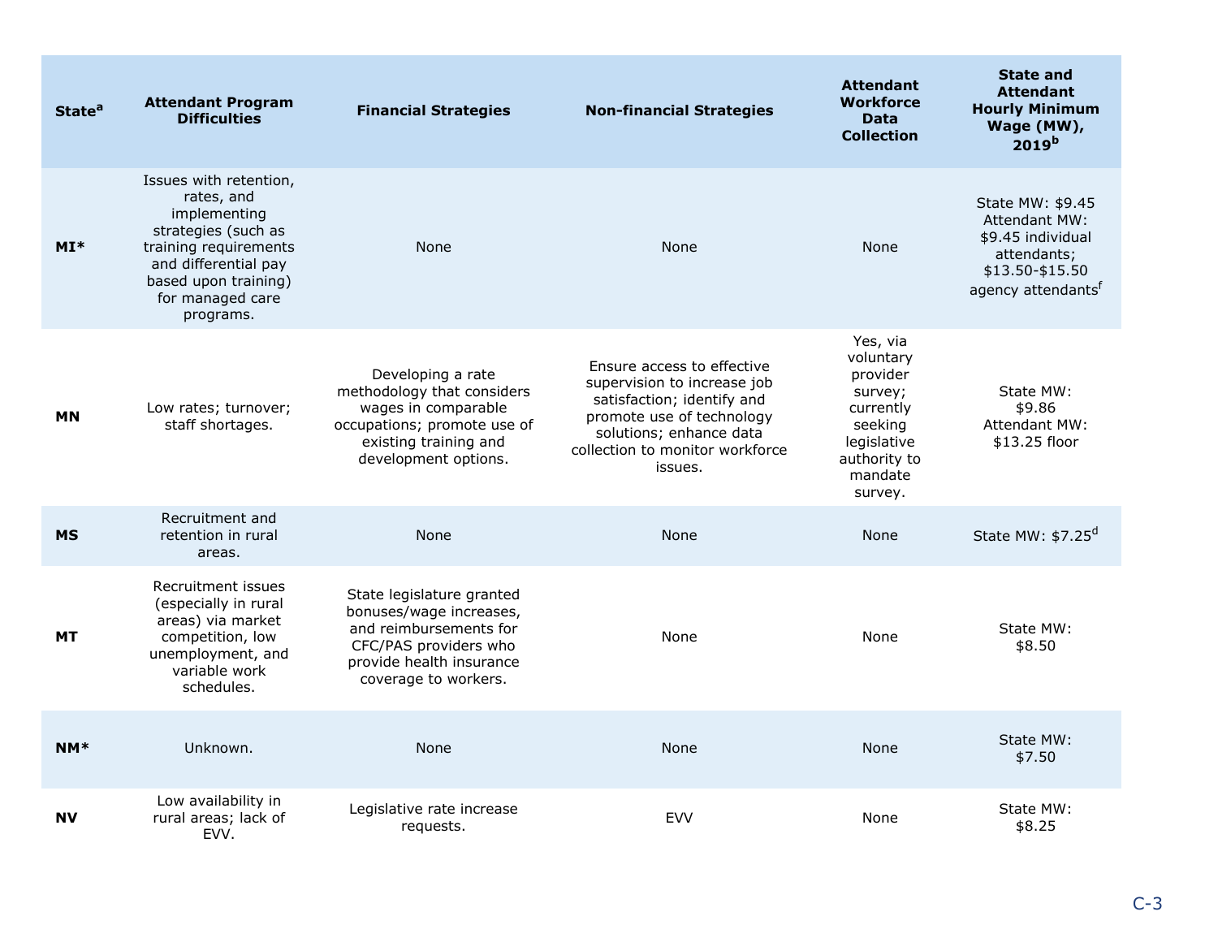| State[a] | Attendant Program Difficulties | Financial Strategies | Non-financial Strategies | Attendant Workforce Data Collection | State and Attendant Hourly Minimum Wage (MW), 2019[b] |
|---|---|---|---|---|---|
| **MI*** | Issues with retention, rates, and implementing strategies (such as training requirements and differential pay based upon training) for managed care programs. | None | None | None | State MW: $9.45 Attendant MW: $9.45 individual attendants; $13.50-$15.50 agency attendants[f] |
| **MN** | Low rates; turnover; staff shortages. | Developing a rate methodology that considers wages in comparable occupations; promote use of existing training and development options. | Ensure access to effective supervision to increase job satisfaction; identify and promote use of technology solutions; enhance data collection to monitor workforce issues. | Yes, via voluntary provider survey; currently seeking legislative authority to mandate survey. | State MW: $9.86 Attendant MW: $13.25 floor |
| **MS** | Recruitment and retention in rural areas. | None | None | None | State MW: $7.25[d] |
| **MT** | Recruitment issues (especially in rural areas) via market competition, low unemployment, and variable work schedules. | State legislature granted bonuses/wage increases, and reimbursements for CFC/PAS providers who provide health insurance coverage to workers. | None | None | State MW: $8.50 |
| **NM*** | Unknown. | None | None | None | State MW: $7.50 |
| **NV** | Low availability in rural areas; lack of EVV. | Legislative rate increase requests. | EVV | None | State MW: $8.25 |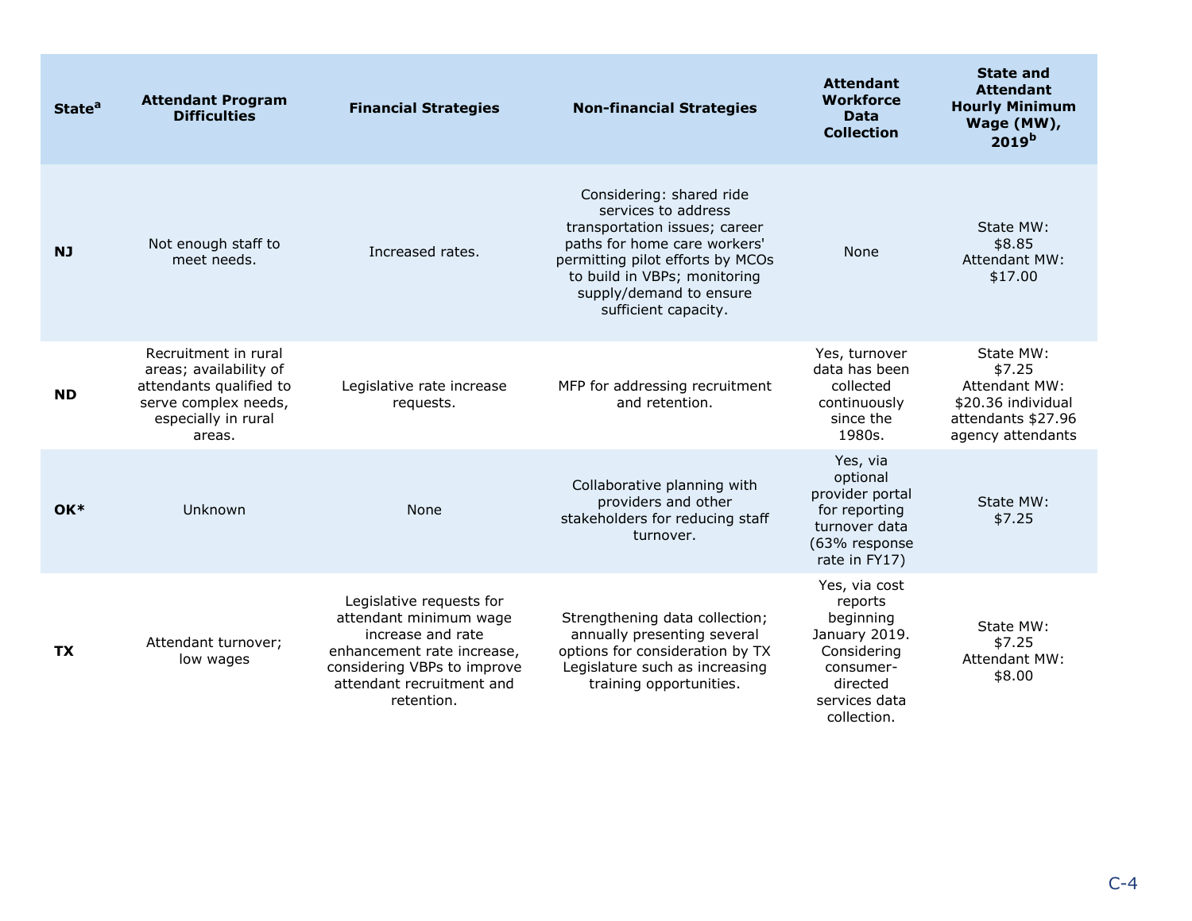| State[a] | Attendant Program Difficulties | Financial Strategies | Non-financial Strategies | Attendant Workforce Data Collection | State and Attendant Hourly Minimum Wage (MW), 2019[b] |
|---|---|---|---|---|---|
| **NJ** | Not enough staff to meet needs. | Increased rates. | Considering: shared ride services to address transportation issues; career paths for home care workers' permitting pilot efforts by MCOs to build in VBPs; monitoring supply/demand to ensure sufficient capacity. | None | State MW: $8.85 Attendant MW: $17.00 |
| **ND** | Recruitment in rural areas; availability of attendants qualified to serve complex needs, especially in rural areas. | Legislative rate increase requests. | MFP for addressing recruitment and retention. | Yes, turnover data has been collected continuously since the 1980s. | State MW: $7.25 Attendant MW: $20.36 individual attendants $27.96 agency attendants |
| **OK*** | Unknown | None | Collaborative planning with providers and other stakeholders for reducing staff turnover. | Yes, via optional provider portal for reporting turnover data (63% response rate in FY17) | State MW: $7.25 |
| **TX** | Attendant turnover; low wages | Legislative requests for attendant minimum wage increase and rate enhancement rate increase, considering VBPs to improve attendant recruitment and retention. | Strengthening data collection; annually presenting several options for consideration by TX Legislature such as increasing training opportunities. | Yes, via cost reports beginning January 2019. Considering consumer-directed services data collection. | State MW: $7.25 Attendant MW: $8.00 |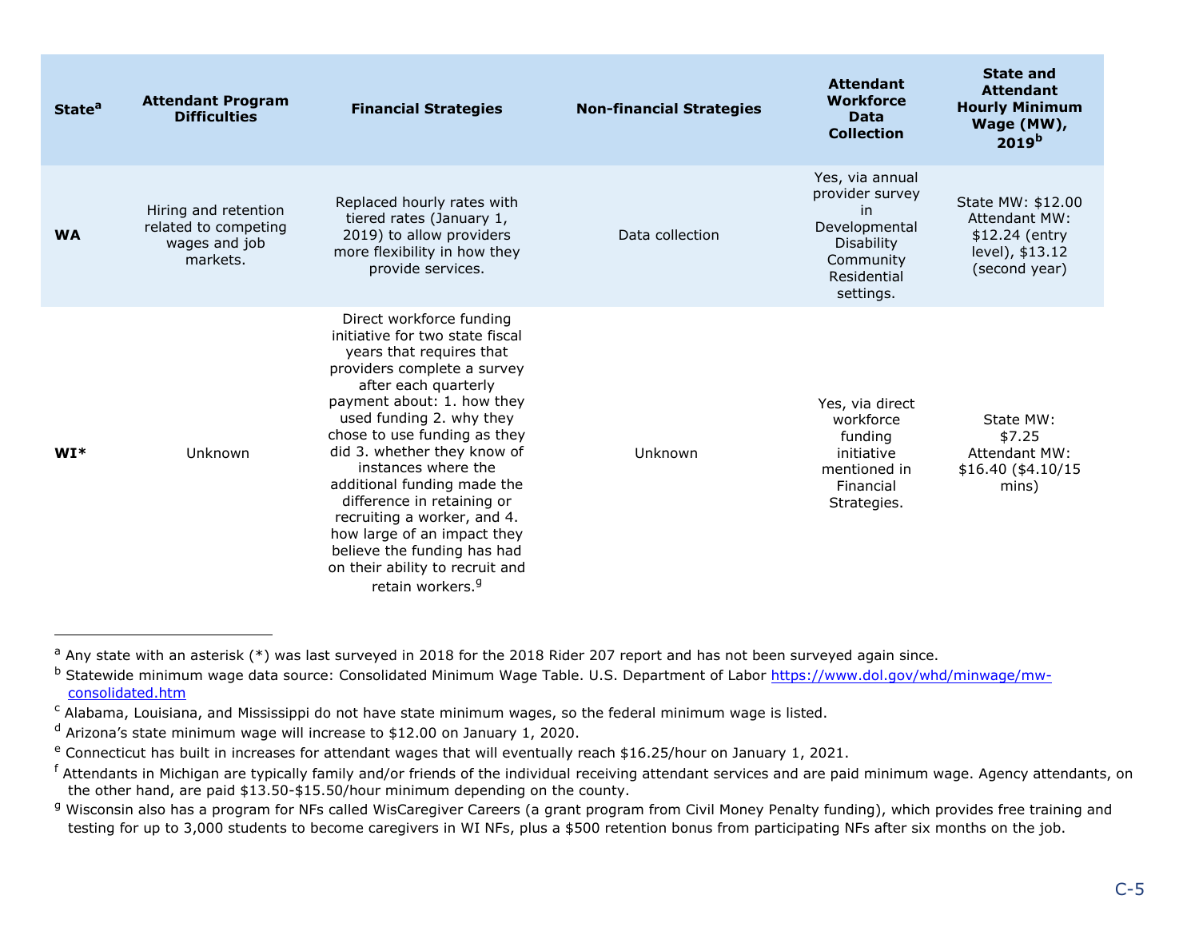| State[a] | Attendant Program Difficulties | Financial Strategies | Non-financial Strategies | Attendant Workforce Data Collection | State and Attendant Hourly Minimum Wage (MW), 2019[b] |
|---|---|---|---|---|---|
| **WA** | Hiring and retention related to competing wages and job markets. | Replaced hourly rates with tiered rates (January 1, 2019) to allow providers more flexibility in how they provide services. | Data collection | Yes, via annual provider survey in Developmental Disability Community Residential settings. | State MW: $12.00 Attendant MW: $12.24 (entry level), $13.12 (second year) |
| **WI*** | Unknown | Direct workforce funding initiative for two state fiscal years that requires that providers complete a survey after each quarterly payment about: 1. how they used funding 2. why they chose to use funding as they did 3. whether they know of instances where the additional funding made the difference in retaining or recruiting a worker, and 4. how large of an impact they believe the funding has had on their ability to recruit and retain workers.[g] | Unknown | Yes, via direct workforce funding initiative mentioned in Financial Strategies. | State MW: $7.25 Attendant MW: $16.40 ($4.10/15 mins) |

---

[a] Any state with an asterisk (*) was last surveyed in 2018 for the 2018 Rider 207 report and has not been surveyed again since.

[b] Statewide minimum wage data source: Consolidated Minimum Wage Table. U.S. Department of Labor https://www.dol.gov/whd/minwage/mw-consolidated.htm

[c] Alabama, Louisiana, and Mississippi do not have state minimum wages, so the federal minimum wage is listed.

[d] Arizona's state minimum wage will increase to $12.00 on January 1, 2020.

[e] Connecticut has built in increases for attendant wages that will eventually reach $16.25/hour on January 1, 2021.

[f] Attendants in Michigan are typically family and/or friends of the individual receiving attendant services and are paid minimum wage. Agency attendants, on the other hand, are paid $13.50-$15.50/hour minimum depending on the county.

[g] Wisconsin also has a program for NFs called WisCaregiver Careers (a grant program from Civil Money Penalty funding), which provides free training and testing for up to 3,000 students to become caregivers in WI NFs, plus a $500 retention bonus from participating NFs after six months on the job.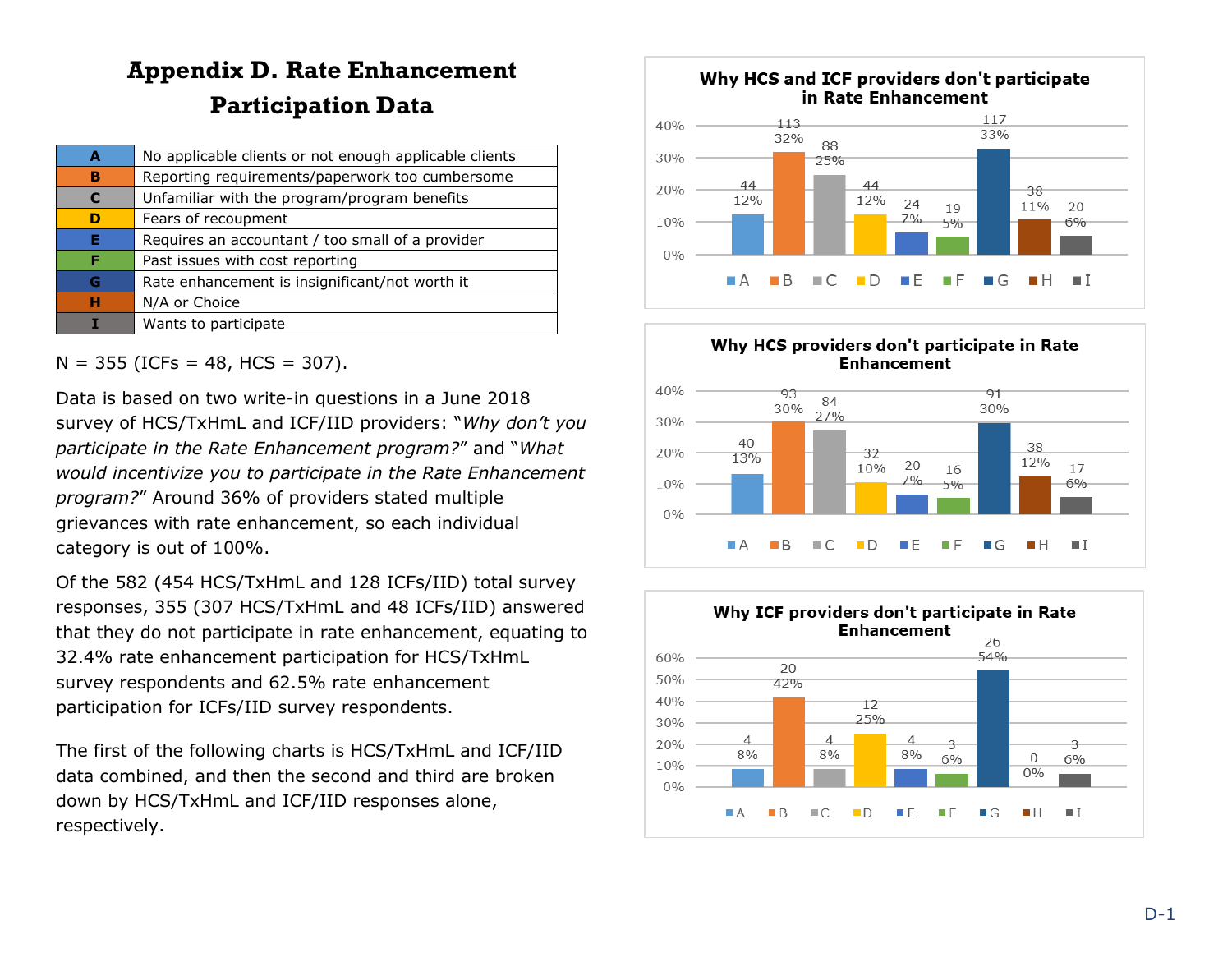# Appendix D. Rate Enhancement Participation Data

| | |
|---|---|
| **A** | No applicable clients or not enough applicable clients |
| **B** | Reporting requirements/paperwork too cumbersome |
| **C** | Unfamiliar with the program/program benefits |
| **D** | Fears of recoupment |
| **E** | Requires an accountant / too small of a provider |
| **F** | Past issues with cost reporting |
| **G** | Rate enhancement is insignificant/not worth it |
| **H** | N/A or Choice |
| **I** | Wants to participate |

N = 355 (ICFs = 48, HCS = 307).

Data is based on two write-in questions in a June 2018 survey of HCS/TxHmL and ICF/IID providers: "*Why don't you participate in the Rate Enhancement program?*" and "*What would incentivize you to participate in the Rate Enhancement program?*" Around 36% of providers stated multiple grievances with rate enhancement, so each individual category is out of 100%.

Of the 582 (454 HCS/TxHmL and 128 ICFs/IID) total survey responses, 355 (307 HCS/TxHmL and 48 ICFs/IID) answered that they do not participate in rate enhancement, equating to 32.4% rate enhancement participation for HCS/TxHmL survey respondents and 62.5% rate enhancement participation for ICFs/IID survey respondents.

The first of the following charts is HCS/TxHmL and ICF/IID data combined, and then the second and third are broken down by HCS/TxHmL and ICF/IID responses alone, respectively.

**Why HCS and ICF providers don't participate in Rate Enhancement**

| | A | B | C | D | E | F | G | H | I |
|---|---|---|---|---|---|---|---|---|---|
| Count | 44 | 113 | 88 | 44 | 24 | 19 | 117 | 38 | 20 |
| Percent | 12% | 32% | 25% | 12% | 7% | 5% | 33% | 11% | 6% |

**Why HCS providers don't participate in Rate Enhancement**

| | A | B | C | D | E | F | G | H | I |
|---|---|---|---|---|---|---|---|---|---|
| Count | 40 | 93 | 84 | 32 | 20 | 16 | 91 | 38 | 17 |
| Percent | 13% | 30% | 27% | 10% | 7% | 5% | 30% | 12% | 6% |

**Why ICF providers don't participate in Rate Enhancement**

| | A | B | C | D | E | F | G | H | I |
|---|---|---|---|---|---|---|---|---|---|
| Count | 4 | 20 | 4 | 12 | 4 | 3 | 26 | 0 | 3 |
| Percent | 8% | 42% | 8% | 25% | 8% | 6% | 54% | 0% | 6% |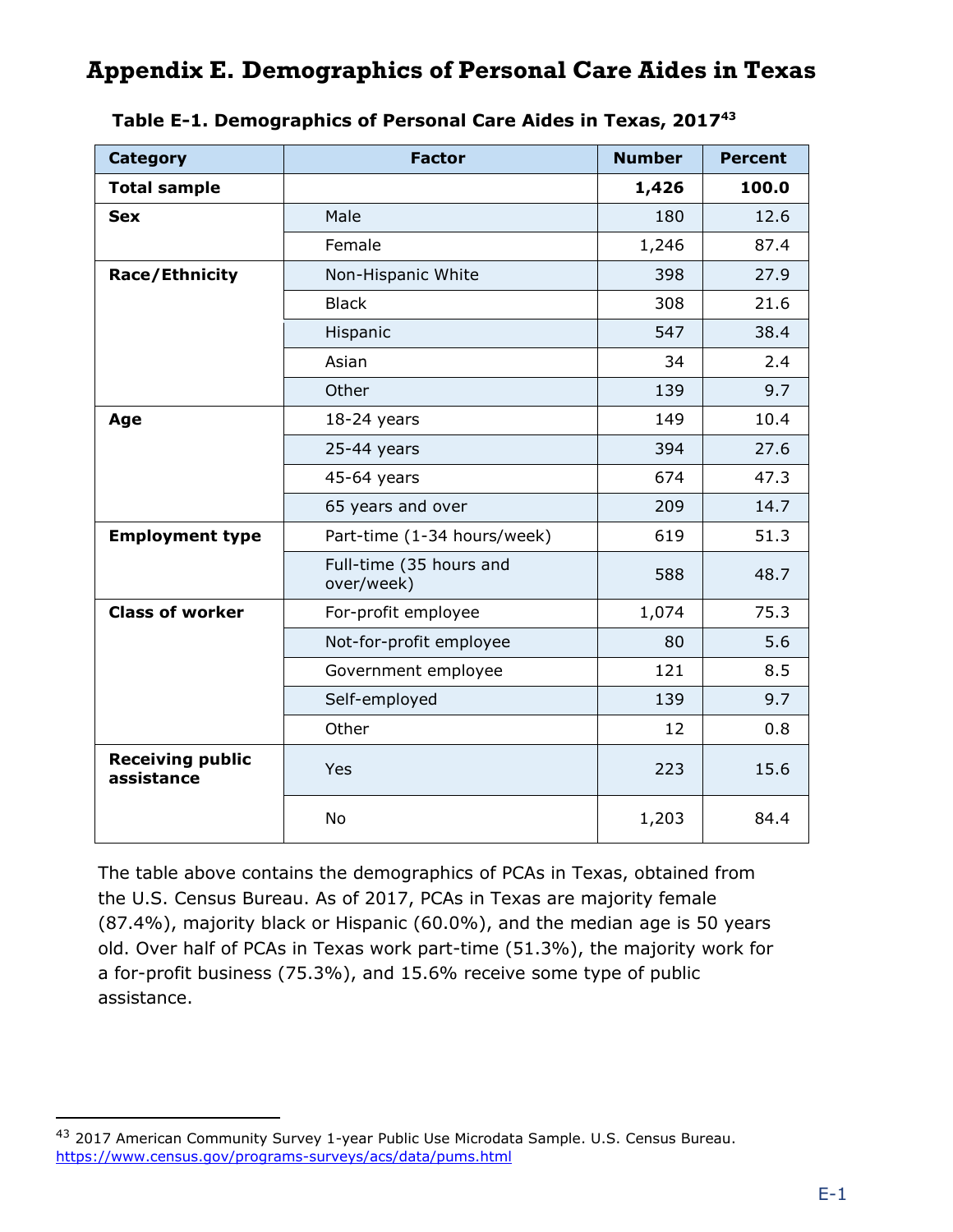# Appendix E. Demographics of Personal Care Aides in Texas

**Table E-1. Demographics of Personal Care Aides in Texas, 2017[43]**

| Category | Factor | Number | Percent |
|---|---|---|---|
| **Total sample** | | **1,426** | **100.0** |
| **Sex** | Male | 180 | 12.6 |
| | Female | 1,246 | 87.4 |
| **Race/Ethnicity** | Non-Hispanic White | 398 | 27.9 |
| | Black | 308 | 21.6 |
| | Hispanic | 547 | 38.4 |
| | Asian | 34 | 2.4 |
| | Other | 139 | 9.7 |
| **Age** | 18-24 years | 149 | 10.4 |
| | 25-44 years | 394 | 27.6 |
| | 45-64 years | 674 | 47.3 |
| | 65 years and over | 209 | 14.7 |
| **Employment type** | Part-time (1-34 hours/week) | 619 | 51.3 |
| | Full-time (35 hours and over/week) | 588 | 48.7 |
| **Class of worker** | For-profit employee | 1,074 | 75.3 |
| | Not-for-profit employee | 80 | 5.6 |
| | Government employee | 121 | 8.5 |
| | Self-employed | 139 | 9.7 |
| | Other | 12 | 0.8 |
| **Receiving public assistance** | Yes | 223 | 15.6 |
| | No | 1,203 | 84.4 |

The table above contains the demographics of PCAs in Texas, obtained from the U.S. Census Bureau. As of 2017, PCAs in Texas are majority female (87.4%), majority black or Hispanic (60.0%), and the median age is 50 years old. Over half of PCAs in Texas work part-time (51.3%), the majority work for a for-profit business (75.3%), and 15.6% receive some type of public assistance.

---

[43] 2017 American Community Survey 1-year Public Use Microdata Sample. U.S. Census Bureau. https://www.census.gov/programs-surveys/acs/data/pums.html